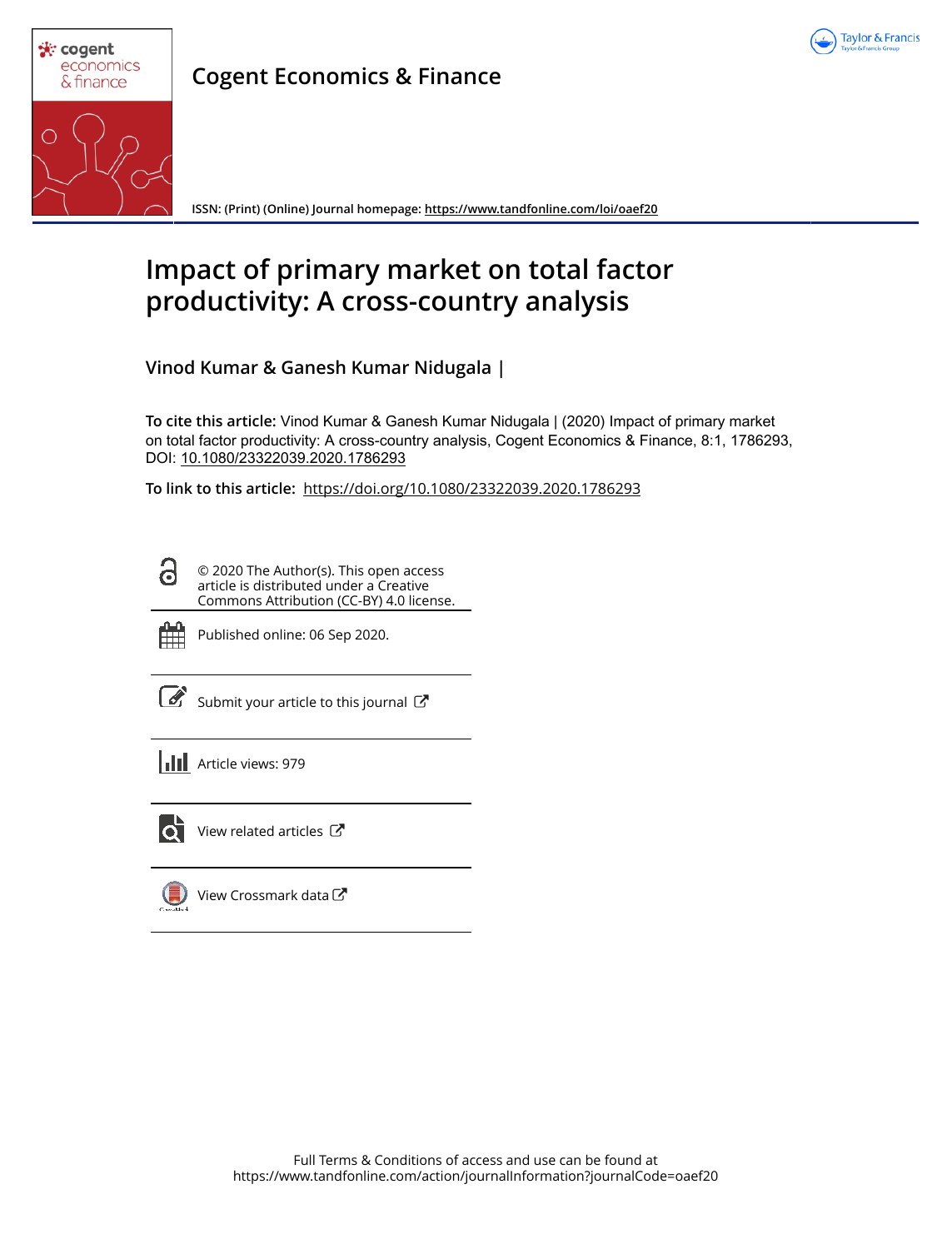# Cogent Economics & Finance

ISSN: (Print) (Online) Journal homepage: https://www.tandfonline.com/loi/oaef20

# Impact of primary market on total factor productivity: A cross-country analysis

**Vinod Kumar & Ganesh Kumar Nidugala |**

**To cite this article:** Vinod Kumar & Ganesh Kumar Nidugala | (2020) Impact of primary market on total factor productivity: A cross-country analysis, Cogent Economics & Finance, 8:1, 1786293, DOI: 10.1080/23322039.2020.1786293

**To link to this article:** https://doi.org/10.1080/23322039.2020.1786293

© 2020 The Author(s). This open access article is distributed under a Creative Commons Attribution (CC-BY) 4.0 license.

Published online: 06 Sep 2020.

Submit your article to this journal

Article views: 979

View related articles

View Crossmark data

Full Terms & Conditions of access and use can be found at https://www.tandfonline.com/action/journalInformation?journalCode=oaef20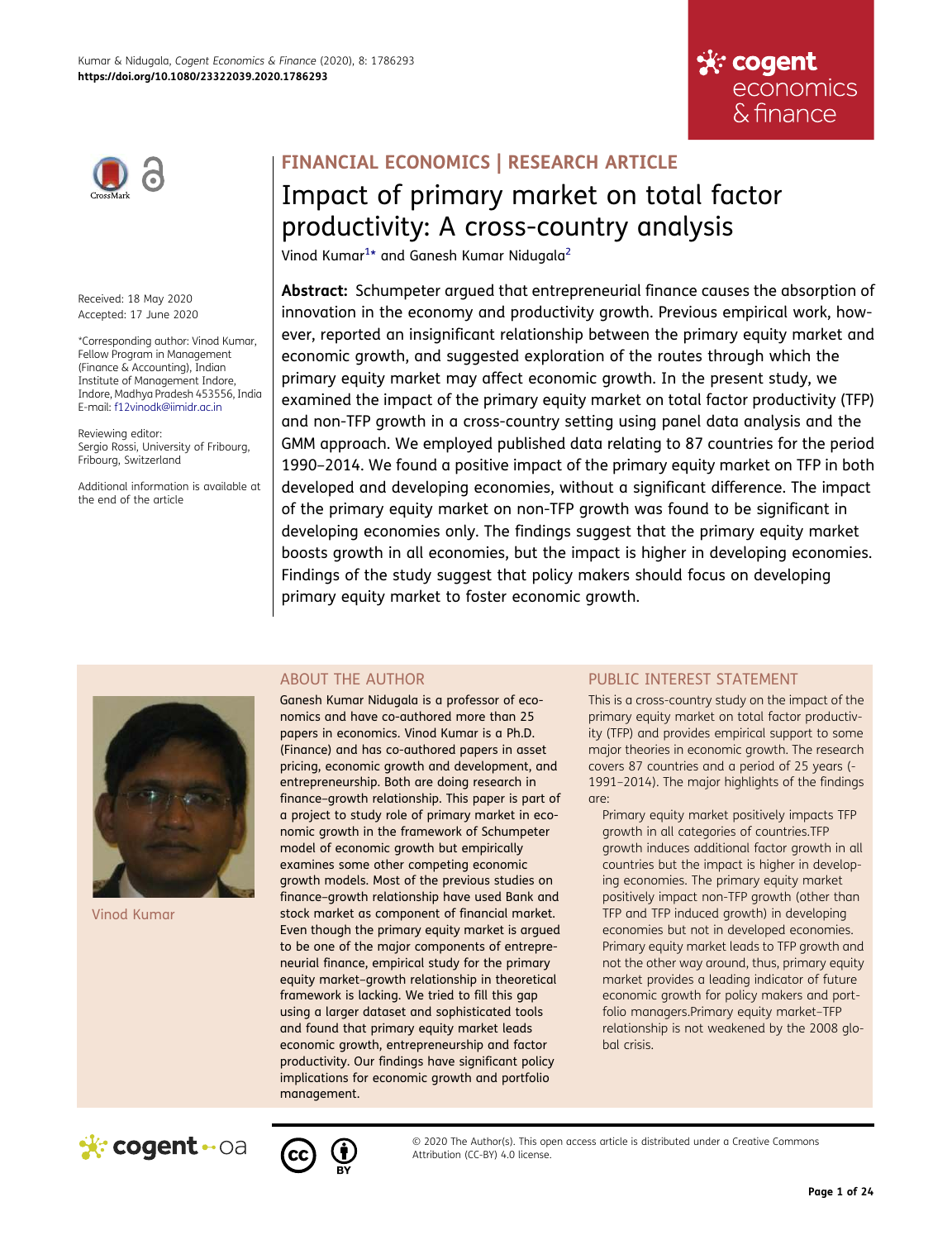FINANCIAL ECONOMICS | RESEARCH ARTICLE

# Impact of primary market on total factor productivity: A cross-country analysis

Vinod Kumar[1]* and Ganesh Kumar Nidugala[2]

Received: 18 May 2020
Accepted: 17 June 2020

*Corresponding author: Vinod Kumar, Fellow Program in Management (Finance & Accounting), Indian Institute of Management Indore, Indore, Madhya Pradesh 453556, India
E-mail: f12vinodk@iimidr.ac.in

Reviewing editor:
Sergio Rossi, University of Fribourg, Fribourg, Switzerland

Additional information is available at the end of the article

**Abstract:** Schumpeter argued that entrepreneurial finance causes the absorption of innovation in the economy and productivity growth. Previous empirical work, however, reported an insignificant relationship between the primary equity market and economic growth, and suggested exploration of the routes through which the primary equity market may affect economic growth. In the present study, we examined the impact of the primary equity market on total factor productivity (TFP) and non-TFP growth in a cross-country setting using panel data analysis and the GMM approach. We employed published data relating to 87 countries for the period 1990–2014. We found a positive impact of the primary equity market on TFP in both developed and developing economies, without a significant difference. The impact of the primary equity market on non-TFP growth was found to be significant in developing economies only. The findings suggest that the primary equity market boosts growth in all economies, but the impact is higher in developing economies. Findings of the study suggest that policy makers should focus on developing primary equity market to foster economic growth.

## ABOUT THE AUTHOR

Vinod Kumar

Ganesh Kumar Nidugala is a professor of economics and have co-authored more than 25 papers in economics. Vinod Kumar is a Ph.D. (Finance) and has co-authored papers in asset pricing, economic growth and development, and entrepreneurship. Both are doing research in finance–growth relationship. This paper is part of a project to study role of primary market in economic growth in the framework of Schumpeter model of economic growth but empirically examines some other competing economic growth models. Most of the previous studies on finance–growth relationship have used Bank and stock market as component of financial market. Even though the primary equity market is argued to be one of the major components of entrepreneurial finance, empirical study for the primary equity market–growth relationship in theoretical framework is lacking. We tried to fill this gap using a larger dataset and sophisticated tools and found that primary equity market leads economic growth, entrepreneurship and factor productivity. Our findings have significant policy implications for economic growth and portfolio management.

## PUBLIC INTEREST STATEMENT

This is a cross-country study on the impact of the primary equity market on total factor productivity (TFP) and provides empirical support to some major theories in economic growth. The research covers 87 countries and a period of 25 years (-1991–2014). The major highlights of the findings are:

Primary equity market positively impacts TFP growth in all categories of countries.TFP growth induces additional factor growth in all countries but the impact is higher in developing economies. The primary equity market positively impact non-TFP growth (other than TFP and TFP induced growth) in developing economies but not in developed economies. Primary equity market leads to TFP growth and not the other way around, thus, primary equity market provides a leading indicator of future economic growth for policy makers and portfolio managers.Primary equity market–TFP relationship is not weakened by the 2008 global crisis.

© 2020 The Author(s). This open access article is distributed under a Creative Commons Attribution (CC-BY) 4.0 license.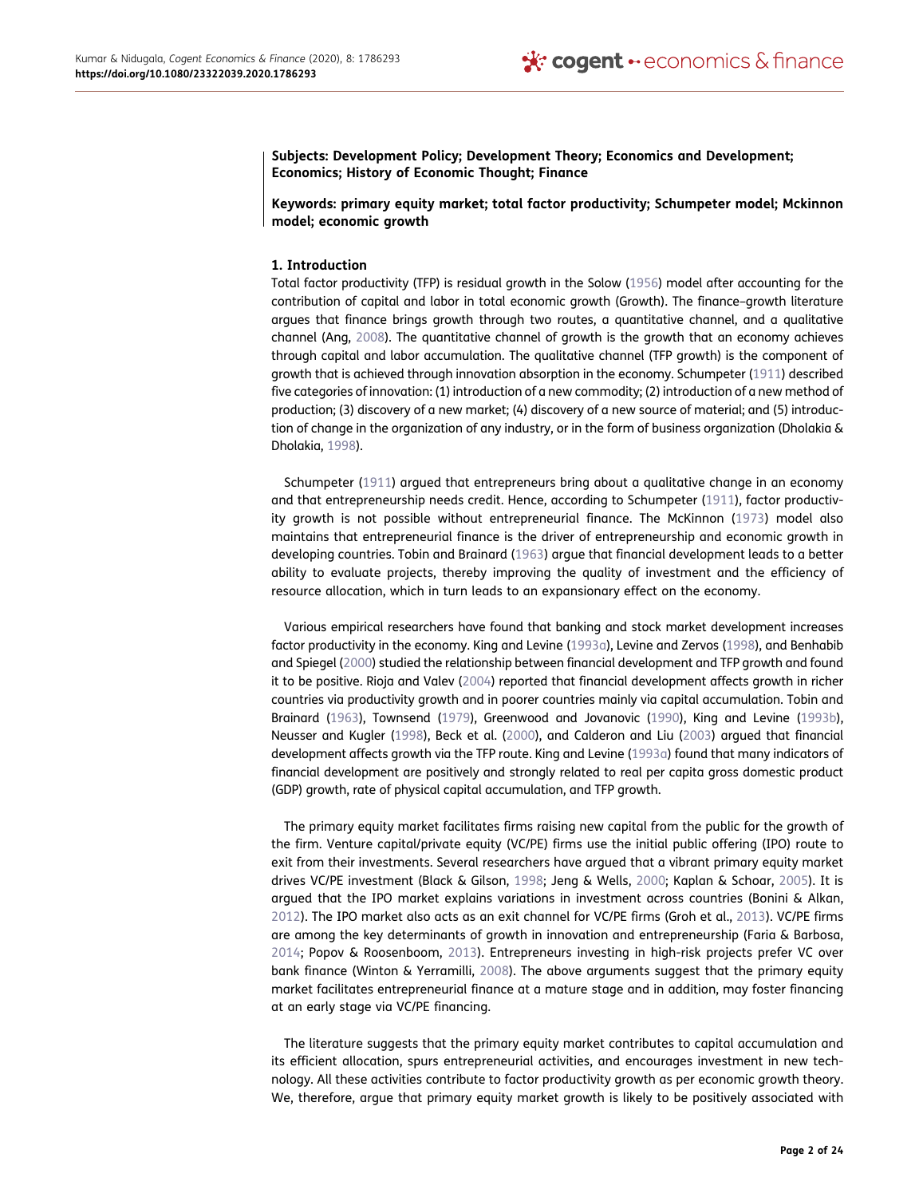**Subjects: Development Policy; Development Theory; Economics and Development; Economics; History of Economic Thought; Finance**

**Keywords: primary equity market; total factor productivity; Schumpeter model; Mckinnon model; economic growth**

## 1. Introduction

Total factor productivity (TFP) is residual growth in the Solow (1956) model after accounting for the contribution of capital and labor in total economic growth (Growth). The finance–growth literature argues that finance brings growth through two routes, a quantitative channel, and a qualitative channel (Ang, 2008). The quantitative channel of growth is the growth that an economy achieves through capital and labor accumulation. The qualitative channel (TFP growth) is the component of growth that is achieved through innovation absorption in the economy. Schumpeter (1911) described five categories of innovation: (1) introduction of a new commodity; (2) introduction of a new method of production; (3) discovery of a new market; (4) discovery of a new source of material; and (5) introduction of change in the organization of any industry, or in the form of business organization (Dholakia & Dholakia, 1998).

Schumpeter (1911) argued that entrepreneurs bring about a qualitative change in an economy and that entrepreneurship needs credit. Hence, according to Schumpeter (1911), factor productivity growth is not possible without entrepreneurial finance. The McKinnon (1973) model also maintains that entrepreneurial finance is the driver of entrepreneurship and economic growth in developing countries. Tobin and Brainard (1963) argue that financial development leads to a better ability to evaluate projects, thereby improving the quality of investment and the efficiency of resource allocation, which in turn leads to an expansionary effect on the economy.

Various empirical researchers have found that banking and stock market development increases factor productivity in the economy. King and Levine (1993a), Levine and Zervos (1998), and Benhabib and Spiegel (2000) studied the relationship between financial development and TFP growth and found it to be positive. Rioja and Valev (2004) reported that financial development affects growth in richer countries via productivity growth and in poorer countries mainly via capital accumulation. Tobin and Brainard (1963), Townsend (1979), Greenwood and Jovanovic (1990), King and Levine (1993b), Neusser and Kugler (1998), Beck et al. (2000), and Calderon and Liu (2003) argued that financial development affects growth via the TFP route. King and Levine (1993a) found that many indicators of financial development are positively and strongly related to real per capita gross domestic product (GDP) growth, rate of physical capital accumulation, and TFP growth.

The primary equity market facilitates firms raising new capital from the public for the growth of the firm. Venture capital/private equity (VC/PE) firms use the initial public offering (IPO) route to exit from their investments. Several researchers have argued that a vibrant primary equity market drives VC/PE investment (Black & Gilson, 1998; Jeng & Wells, 2000; Kaplan & Schoar, 2005). It is argued that the IPO market explains variations in investment across countries (Bonini & Alkan, 2012). The IPO market also acts as an exit channel for VC/PE firms (Groh et al., 2013). VC/PE firms are among the key determinants of growth in innovation and entrepreneurship (Faria & Barbosa, 2014; Popov & Roosenboom, 2013). Entrepreneurs investing in high-risk projects prefer VC over bank finance (Winton & Yerramilli, 2008). The above arguments suggest that the primary equity market facilitates entrepreneurial finance at a mature stage and in addition, may foster financing at an early stage via VC/PE financing.

The literature suggests that the primary equity market contributes to capital accumulation and its efficient allocation, spurs entrepreneurial activities, and encourages investment in new technology. All these activities contribute to factor productivity growth as per economic growth theory. We, therefore, argue that primary equity market growth is likely to be positively associated with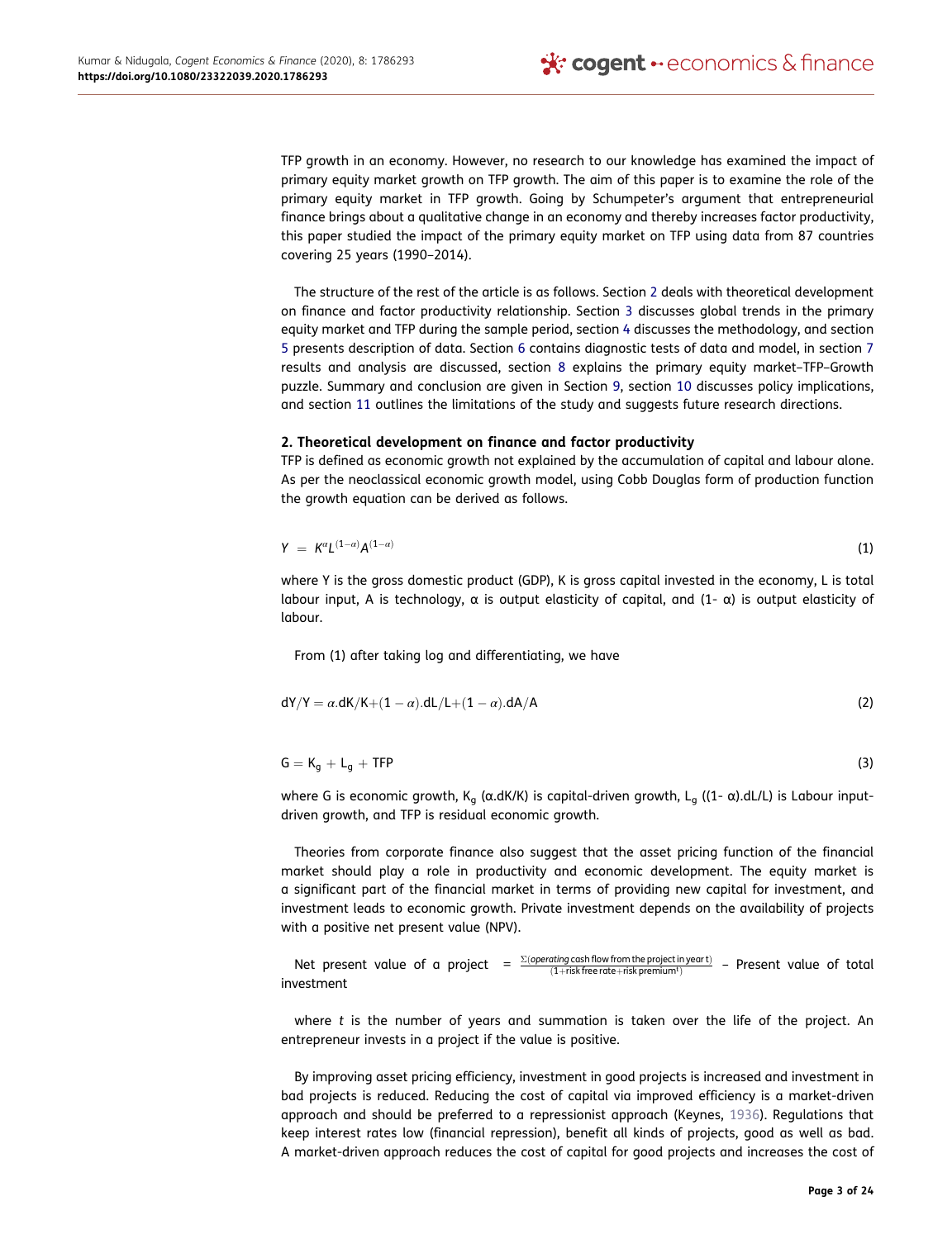TFP growth in an economy. However, no research to our knowledge has examined the impact of primary equity market growth on TFP growth. The aim of this paper is to examine the role of the primary equity market in TFP growth. Going by Schumpeter's argument that entrepreneurial finance brings about a qualitative change in an economy and thereby increases factor productivity, this paper studied the impact of the primary equity market on TFP using data from 87 countries covering 25 years (1990–2014).

The structure of the rest of the article is as follows. Section 2 deals with theoretical development on finance and factor productivity relationship. Section 3 discusses global trends in the primary equity market and TFP during the sample period, section 4 discusses the methodology, and section 5 presents description of data. Section 6 contains diagnostic tests of data and model, in section 7 results and analysis are discussed, section 8 explains the primary equity market–TFP–Growth puzzle. Summary and conclusion are given in Section 9, section 10 discusses policy implications, and section 11 outlines the limitations of the study and suggests future research directions.

## 2. Theoretical development on finance and factor productivity

TFP is defined as economic growth not explained by the accumulation of capital and labour alone. As per the neoclassical economic growth model, using Cobb Douglas form of production function the growth equation can be derived as follows.

$$Y = K^{\alpha}L^{(1-\alpha)}A^{(1-\alpha)} \tag{1}$$

where Y is the gross domestic product (GDP), K is gross capital invested in the economy, L is total labour input, A is technology, α is output elasticity of capital, and (1- α) is output elasticity of labour.

From (1) after taking log and differentiating, we have

$$dY/Y = \alpha.dK/K + (1-\alpha).dL/L + (1-\alpha).dA/A \tag{2}$$

$$G = K_g + L_g + TFP \tag{3}$$

where G is economic growth, $K_g$ (α.dK/K) is capital-driven growth, $L_g$ ((1- α).dL/L) is Labour input-driven growth, and TFP is residual economic growth.

Theories from corporate finance also suggest that the asset pricing function of the financial market should play a role in productivity and economic development. The equity market is a significant part of the financial market in terms of providing new capital for investment, and investment leads to economic growth. Private investment depends on the availability of projects with a positive net present value (NPV).

$$\text{Net present value of a project} = \frac{\Sigma(\textit{operating}\text{ cash flow from the project in year t})}{(1+\text{risk free rate}+\text{risk premium}^{t})} - \text{Present value of total investment}$$

where *t* is the number of years and summation is taken over the life of the project. An entrepreneur invests in a project if the value is positive.

By improving asset pricing efficiency, investment in good projects is increased and investment in bad projects is reduced. Reducing the cost of capital via improved efficiency is a market-driven approach and should be preferred to a repressionist approach (Keynes, 1936). Regulations that keep interest rates low (financial repression), benefit all kinds of projects, good as well as bad. A market-driven approach reduces the cost of capital for good projects and increases the cost of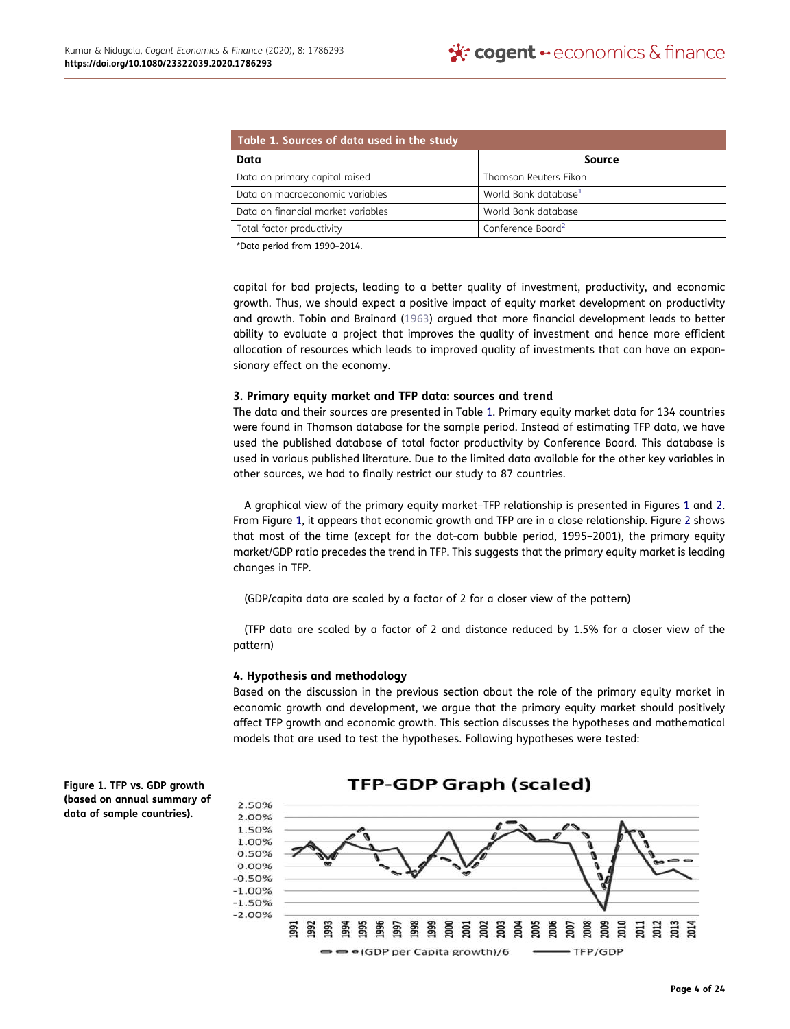| Table 1. Sources of data used in the study | |
|---|---|
| **Data** | **Source** |
| Data on primary capital raised | Thomson Reuters Eikon |
| Data on macroeconomic variables | World Bank database[1] |
| Data on financial market variables | World Bank database |
| Total factor productivity | Conference Board[2] |

*Data period from 1990–2014.

capital for bad projects, leading to a better quality of investment, productivity, and economic growth. Thus, we should expect a positive impact of equity market development on productivity and growth. Tobin and Brainard (1963) argued that more financial development leads to better ability to evaluate a project that improves the quality of investment and hence more efficient allocation of resources which leads to improved quality of investments that can have an expansionary effect on the economy.

### 3. Primary equity market and TFP data: sources and trend

The data and their sources are presented in Table 1. Primary equity market data for 134 countries were found in Thomson database for the sample period. Instead of estimating TFP data, we have used the published database of total factor productivity by Conference Board. This database is used in various published literature. Due to the limited data available for the other key variables in other sources, we had to finally restrict our study to 87 countries.

A graphical view of the primary equity market–TFP relationship is presented in Figures 1 and 2. From Figure 1, it appears that economic growth and TFP are in a close relationship. Figure 2 shows that most of the time (except for the dot-com bubble period, 1995–2001), the primary equity market/GDP ratio precedes the trend in TFP. This suggests that the primary equity market is leading changes in TFP.

(GDP/capita data are scaled by a factor of 2 for a closer view of the pattern)

(TFP data are scaled by a factor of 2 and distance reduced by 1.5% for a closer view of the pattern)

### 4. Hypothesis and methodology

Based on the discussion in the previous section about the role of the primary equity market in economic growth and development, we argue that the primary equity market should positively affect TFP growth and economic growth. This section discusses the hypotheses and mathematical models that are used to test the hypotheses. Following hypotheses were tested:

**Figure 1. TFP vs. GDP growth (based on annual summary of data of sample countries).**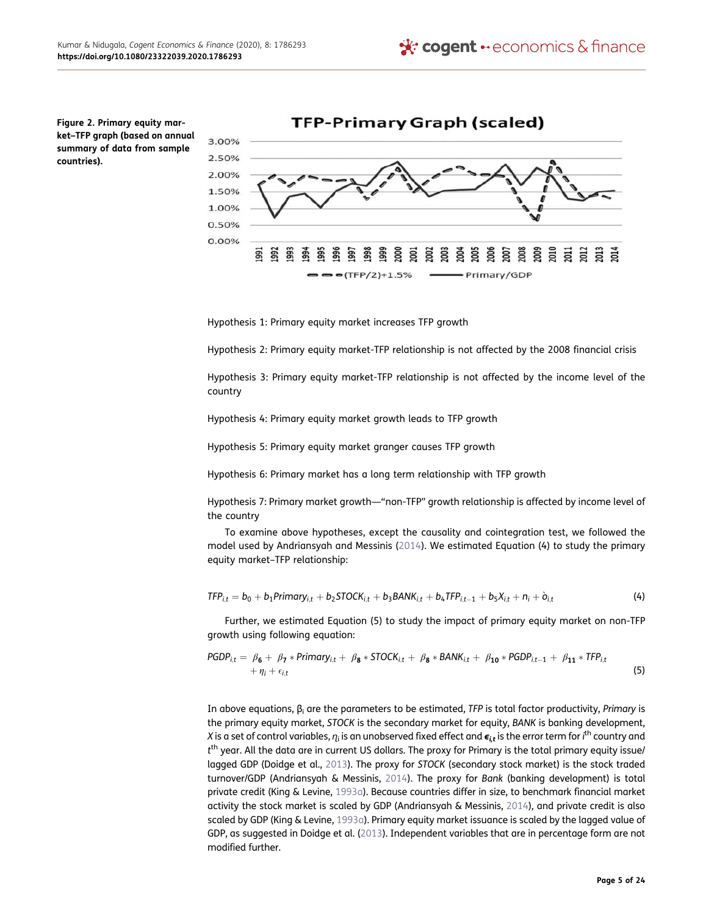**Figure 2. Primary equity market–TFP graph (based on annual summary of data from sample countries).**

Hypothesis 1: Primary equity market increases TFP growth

Hypothesis 2: Primary equity market-TFP relationship is not affected by the 2008 financial crisis

Hypothesis 3: Primary equity market-TFP relationship is not affected by the income level of the country

Hypothesis 4: Primary equity market growth leads to TFP growth

Hypothesis 5: Primary equity market granger causes TFP growth

Hypothesis 6: Primary market has a long term relationship with TFP growth

Hypothesis 7: Primary market growth—"non-TFP" growth relationship is affected by income level of the country

To examine above hypotheses, except the causality and cointegration test, we followed the model used by Andriansyah and Messinis (2014). We estimated Equation (4) to study the primary equity market–TFP relationship:

$$TFP_{i,t} = b_0 + b_1 Primary_{i,t} + b_2 STOCK_{i,t} + b_3 BANK_{i,t} + b_4 TFP_{i,t-1} + b_5 X_{i,t} + n_i + \dot{o}_{i,t} \quad (4)$$

Further, we estimated Equation (5) to study the impact of primary equity market on non-TFP growth using following equation:

$$PGDP_{i,t} = \beta_6 + \beta_7 * Primary_{i,t} + \beta_8 * STOCK_{i,t} + \beta_8 * BANK_{i,t} + \beta_{10} * PGDP_{i,t-1} + \beta_{11} * TFP_{i,t} + \eta_i + \epsilon_{i,t} \quad (5)$$

In above equations, $\beta_i$ are the parameters to be estimated, *TFP* is total factor productivity, *Primary* is the primary equity market, *STOCK* is the secondary market for equity, *BANK* is banking development, *X* is a set of control variables, $\eta_i$ is an unobserved fixed effect and $\epsilon_{i,t}$ is the error term for $i^{th}$ country and $t^{th}$ year. All the data are in current US dollars. The proxy for Primary is the total primary equity issue/lagged GDP (Doidge et al., 2013). The proxy for *STOCK* (secondary stock market) is the stock traded turnover/GDP (Andriansyah & Messinis, 2014). The proxy for *Bank* (banking development) is total private credit (King & Levine, 1993a). Because countries differ in size, to benchmark financial market activity the stock market is scaled by GDP (Andriansyah & Messinis, 2014), and private credit is also scaled by GDP (King & Levine, 1993a). Primary equity market issuance is scaled by the lagged value of GDP, as suggested in Doidge et al. (2013). Independent variables that are in percentage form are not modified further.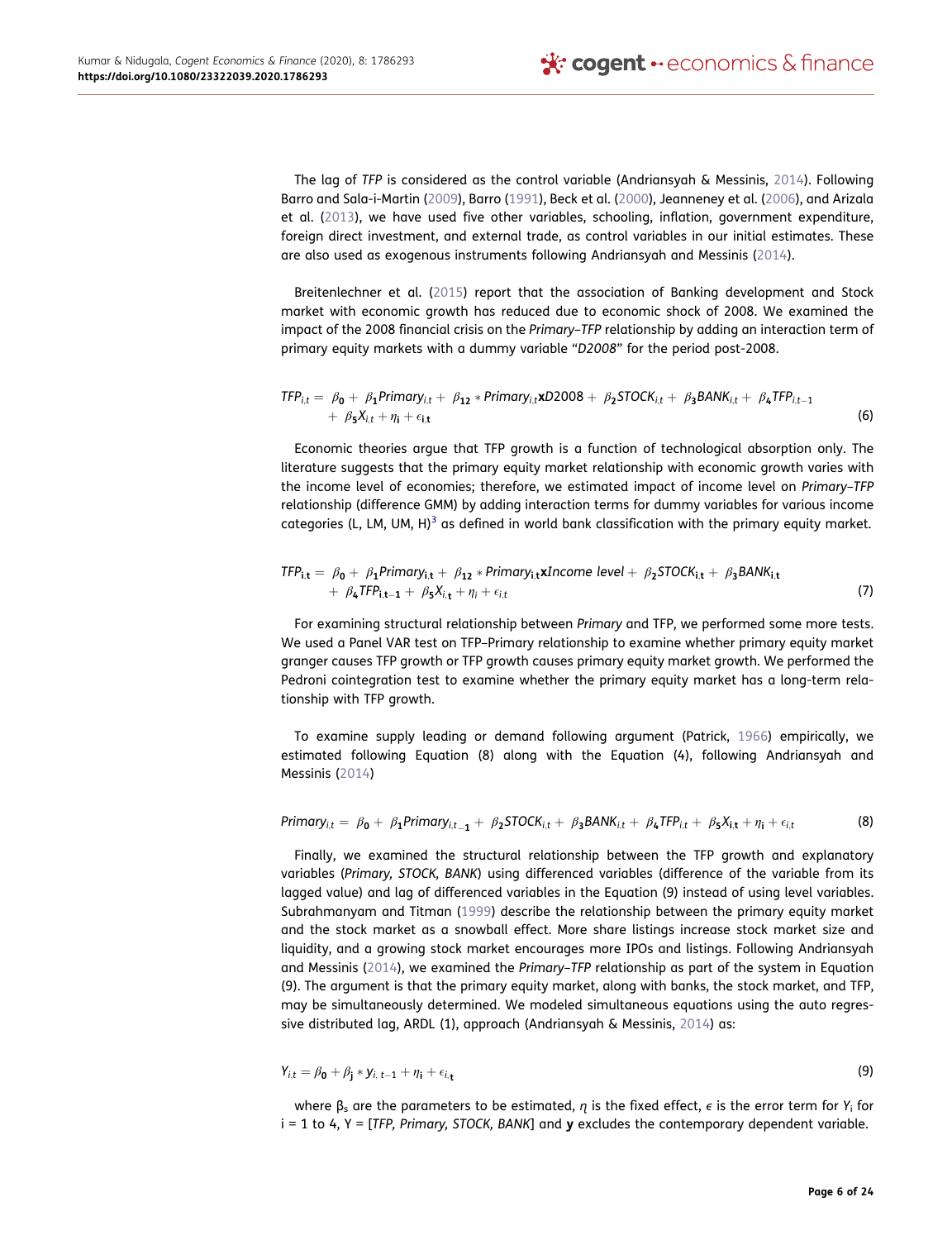The lag of *TFP* is considered as the control variable (Andriansyah & Messinis, 2014). Following Barro and Sala-i-Martin (2009), Barro (1991), Beck et al. (2000), Jeanneney et al. (2006), and Arizala et al. (2013), we have used five other variables, schooling, inflation, government expenditure, foreign direct investment, and external trade, as control variables in our initial estimates. These are also used as exogenous instruments following Andriansyah and Messinis (2014).

Breitenlechner et al. (2015) report that the association of Banking development and Stock market with economic growth has reduced due to economic shock of 2008. We examined the impact of the 2008 financial crisis on the *Primary–TFP* relationship by adding an interaction term of primary equity markets with a dummy variable "*D2008*" for the period post-2008.

$$TFP_{i,t} = \beta_0 + \beta_1 Primary_{i,t} + \beta_{12} * Primary_{i,t} \mathbf{x} D2008 + \beta_2 STOCK_{i,t} + \beta_3 BANK_{i,t} + \beta_4 TFP_{i,t-1} + \beta_5 X_{i,t} + \eta_i + \epsilon_{i,t} \tag{6}$$

Economic theories argue that TFP growth is a function of technological absorption only. The literature suggests that the primary equity market relationship with economic growth varies with the income level of economies; therefore, we estimated impact of income level on *Primary–TFP* relationship (difference GMM) by adding interaction terms for dummy variables for various income categories (L, LM, UM, H)[3] as defined in world bank classification with the primary equity market.

$$TFP_{i,t} = \beta_0 + \beta_1 Primary_{i,t} + \beta_{12} * Primary_{i,t} \mathbf{x} Income\ level + \beta_2 STOCK_{i,t} + \beta_3 BANK_{i,t} + \beta_4 TFP_{i,t-1} + \beta_5 X_{i,t} + \eta_i + \epsilon_{i,t} \tag{7}$$

For examining structural relationship between *Primary* and TFP, we performed some more tests. We used a Panel VAR test on TFP–Primary relationship to examine whether primary equity market granger causes TFP growth or TFP growth causes primary equity market growth. We performed the Pedroni cointegration test to examine whether the primary equity market has a long-term relationship with TFP growth.

To examine supply leading or demand following argument (Patrick, 1966) empirically, we estimated following Equation (8) along with the Equation (4), following Andriansyah and Messinis (2014)

$$Primary_{i,t} = \beta_0 + \beta_1 Primary_{i,t-1} + \beta_2 STOCK_{i,t} + \beta_3 BANK_{i,t} + \beta_4 TFP_{i,t} + \beta_5 X_{i,t} + \eta_i + \epsilon_{i,t} \tag{8}$$

Finally, we examined the structural relationship between the TFP growth and explanatory variables (*Primary, STOCK, BANK*) using differenced variables (difference of the variable from its lagged value) and lag of differenced variables in the Equation (9) instead of using level variables. Subrahmanyam and Titman (1999) describe the relationship between the primary equity market and the stock market as a snowball effect. More share listings increase stock market size and liquidity, and a growing stock market encourages more IPOs and listings. Following Andriansyah and Messinis (2014), we examined the *Primary–TFP* relationship as part of the system in Equation (9). The argument is that the primary equity market, along with banks, the stock market, and TFP, may be simultaneously determined. We modeled simultaneous equations using the auto regressive distributed lag, ARDL (1), approach (Andriansyah & Messinis, 2014) as:

$$Y_{i,t} = \beta_0 + \beta_j * y_{i,t-1} + \eta_i + \epsilon_{i,t} \tag{9}$$

where $\beta_s$ are the parameters to be estimated, $\eta$ is the fixed effect, $\epsilon$ is the error term for $Y_i$ for i = 1 to 4, Y = [*TFP, Primary, STOCK, BANK*] and **y** excludes the contemporary dependent variable.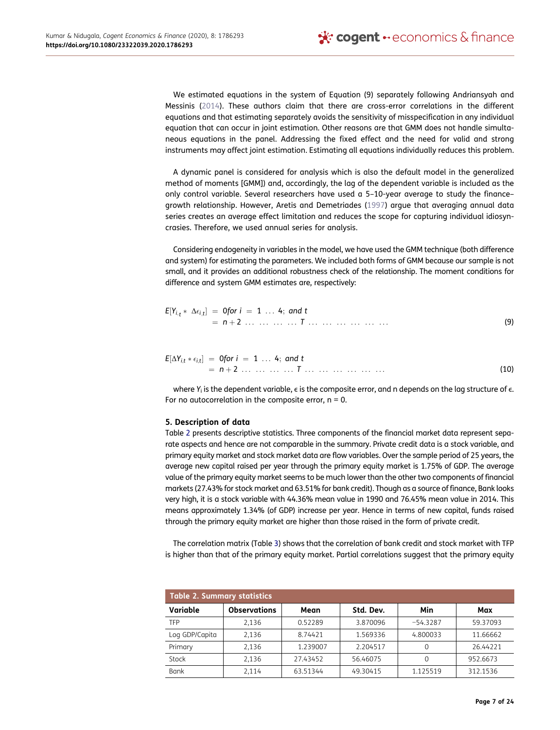We estimated equations in the system of Equation (9) separately following Andriansyah and Messinis (2014). These authors claim that there are cross-error correlations in the different equations and that estimating separately avoids the sensitivity of misspecification in any individual equation that can occur in joint estimation. Other reasons are that GMM does not handle simultaneous equations in the panel. Addressing the fixed effect and the need for valid and strong instruments may affect joint estimation. Estimating all equations individually reduces this problem.

A dynamic panel is considered for analysis which is also the default model in the generalized method of moments [GMM]) and, accordingly, the lag of the dependent variable is included as the only control variable. Several researchers have used a 5–10-year average to study the finance–growth relationship. However, Aretis and Demetriades (1997) argue that averaging annual data series creates an average effect limitation and reduces the scope for capturing individual idiosyncrasies. Therefore, we used annual series for analysis.

Considering endogeneity in variables in the model, we have used the GMM technique (both difference and system) for estimating the parameters. We included both forms of GMM because our sample is not small, and it provides an additional robustness check of the relationship. The moment conditions for difference and system GMM estimates are, respectively:

$$E[Y_{i,t} * \Delta\epsilon_{i,t}] = 0 \text{ for } i = 1 \ldots 4; \text{ and } t = n+2 \ldots \ldots \ldots \ldots T \ldots \ldots \ldots \ldots \ldots \ldots \quad (9)$$

$$E[\Delta Y_{i,t} * \epsilon_{i,t}] = 0 \text{ for } i = 1 \ldots 4; \text{ and } t = n+2 \ldots \ldots \ldots \ldots T \ldots \ldots \ldots \ldots \ldots \ldots \quad (10)$$

where $Y_i$ is the dependent variable, $\epsilon$ is the composite error, and n depends on the lag structure of $\epsilon$. For no autocorrelation in the composite error, n = 0.

### 5. Description of data

Table 2 presents descriptive statistics. Three components of the financial market data represent separate aspects and hence are not comparable in the summary. Private credit data is a stock variable, and primary equity market and stock market data are flow variables. Over the sample period of 25 years, the average new capital raised per year through the primary equity market is 1.75% of GDP. The average value of the primary equity market seems to be much lower than the other two components of financial markets (27.43% for stock market and 63.51% for bank credit). Though as a source of finance, Bank looks very high, it is a stock variable with 44.36% mean value in 1990 and 76.45% mean value in 2014. This means approximately 1.34% (of GDP) increase per year. Hence in terms of new capital, funds raised through the primary equity market are higher than those raised in the form of private credit.

The correlation matrix (Table 3) shows that the correlation of bank credit and stock market with TFP is higher than that of the primary equity market. Partial correlations suggest that the primary equity

**Table 2. Summary statistics**

| Variable | Observations | Mean | Std. Dev. | Min | Max |
|---|---|---|---|---|---|
| TFP | 2,136 | 0.52289 | 3.870096 | −54.3287 | 59.37093 |
| Log GDP/Capita | 2,136 | 8.74421 | 1.569336 | 4.800033 | 11.66662 |
| Primary | 2,136 | 1.239007 | 2.204517 | 0 | 26.44221 |
| Stock | 2,136 | 27.43452 | 56.46075 | 0 | 952.6673 |
| Bank | 2,114 | 63.51344 | 49.30415 | 1.125519 | 312.1536 |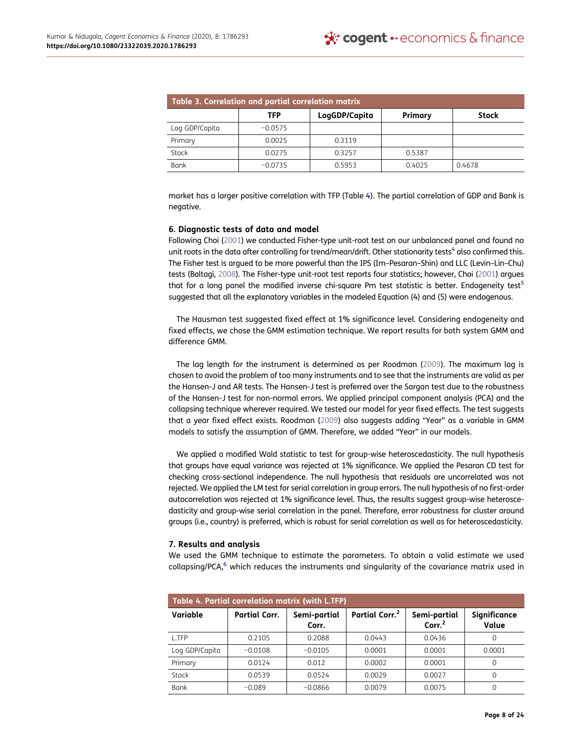| Table 3. Correlation and partial correlation matrix | | | | |
|---|---|---|---|---|
| | TFP | LogGDP/Capita | Primary | Stock |
| Log GDP/Capita | −0.0575 | | | |
| Primary | 0.0025 | 0.3119 | | |
| Stock | 0.0275 | 0.3257 | 0.5387 | |
| Bank | −0.0735 | 0.5953 | 0.4025 | 0.4678 |

market has a larger positive correlation with TFP (Table 4). The partial correlation of GDP and Bank is negative.

### 6. Diagnostic tests of data and model

Following Choi (2001) we conducted Fisher-type unit-root test on our unbalanced panel and found no unit roots in the data after controlling for trend/mean/drift. Other stationarity tests[4] also confirmed this. The Fisher test is argued to be more powerful than the IPS (Im–Pesaran–Shin) and LLC (Levin–Lin–Chu) tests (Baltagi, 2008). The Fisher-type unit-root test reports four statistics; however, Choi (2001) argues that for a long panel the modified inverse chi-square Pm test statistic is better. Endogeneity test[5] suggested that all the explanatory variables in the modeled Equation (4) and (5) were endogenous.

The Hausman test suggested fixed effect at 1% significance level. Considering endogeneity and fixed effects, we chose the GMM estimation technique. We report results for both system GMM and difference GMM.

The lag length for the instrument is determined as per Roodman (2009). The maximum lag is chosen to avoid the problem of too many instruments and to see that the instruments are valid as per the Hansen-J and AR tests. The Hansen-J test is preferred over the Sargan test due to the robustness of the Hansen-J test for non-normal errors. We applied principal component analysis (PCA) and the collapsing technique wherever required. We tested our model for year fixed effects. The test suggests that a year fixed effect exists. Roodman (2009) also suggests adding "Year" as a variable in GMM models to satisfy the assumption of GMM. Therefore, we added "Year" in our models.

We applied a modified Wald statistic to test for group-wise heteroscedasticity. The null hypothesis that groups have equal variance was rejected at 1% significance. We applied the Pesaran CD test for checking cross-sectional independence. The null hypothesis that residuals are uncorrelated was not rejected. We applied the LM test for serial correlation in group errors. The null hypothesis of no first-order autocorrelation was rejected at 1% significance level. Thus, the results suggest group-wise heteroscedasticity and group-wise serial correlation in the panel. Therefore, error robustness for cluster around groups (i.e., country) is preferred, which is robust for serial correlation as well as for heteroscedasticity.

### 7. Results and analysis

We used the GMM technique to estimate the parameters. To obtain a valid estimate we used collapsing/PCA,[6] which reduces the instruments and singularity of the covariance matrix used in

| Table 4. Partial correlation matrix (with L.TFP) | | | | | |
|---|---|---|---|---|---|
| Variable | Partial Corr. | Semi-partial Corr. | Partial Corr.$^2$ | Semi-partial Corr.$^2$ | Significance Value |
| L.TFP | 0.2105 | 0.2088 | 0.0443 | 0.0436 | 0 |
| Log GDP/Capita | −0.0108 | −0.0105 | 0.0001 | 0.0001 | 0.0001 |
| Primary | 0.0124 | 0.012 | 0.0002 | 0.0001 | 0 |
| Stock | 0.0539 | 0.0524 | 0.0029 | 0.0027 | 0 |
| Bank | −0.089 | −0.0866 | 0.0079 | 0.0075 | 0 |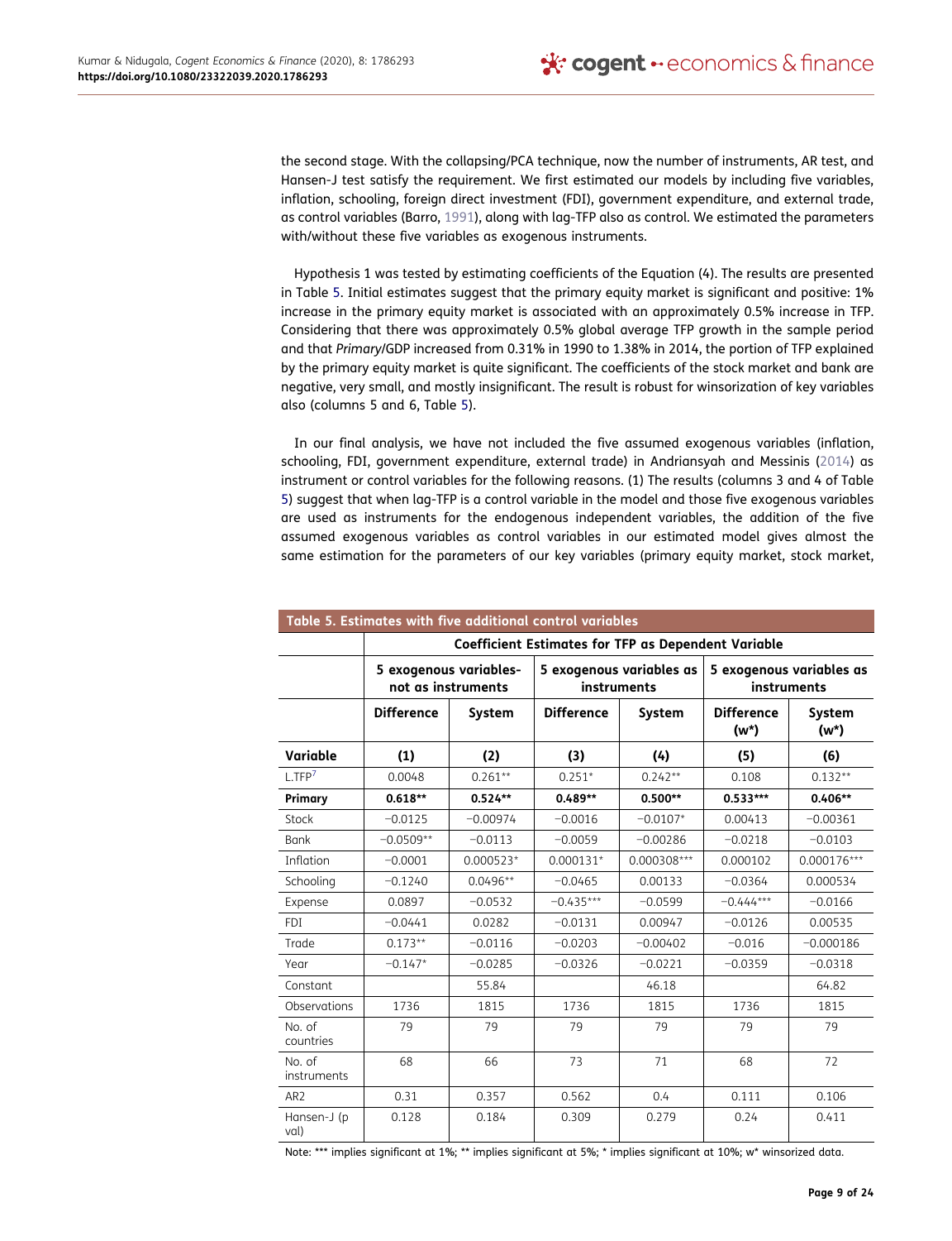the second stage. With the collapsing/PCA technique, now the number of instruments, AR test, and Hansen-J test satisfy the requirement. We first estimated our models by including five variables, inflation, schooling, foreign direct investment (FDI), government expenditure, and external trade, as control variables (Barro, 1991), along with lag-TFP also as control. We estimated the parameters with/without these five variables as exogenous instruments.

Hypothesis 1 was tested by estimating coefficients of the Equation (4). The results are presented in Table 5. Initial estimates suggest that the primary equity market is significant and positive: 1% increase in the primary equity market is associated with an approximately 0.5% increase in TFP. Considering that there was approximately 0.5% global average TFP growth in the sample period and that *Primary*/GDP increased from 0.31% in 1990 to 1.38% in 2014, the portion of TFP explained by the primary equity market is quite significant. The coefficients of the stock market and bank are negative, very small, and mostly insignificant. The result is robust for winsorization of key variables also (columns 5 and 6, Table 5).

In our final analysis, we have not included the five assumed exogenous variables (inflation, schooling, FDI, government expenditure, external trade) in Andriansyah and Messinis (2014) as instrument or control variables for the following reasons. (1) The results (columns 3 and 4 of Table 5) suggest that when lag-TFP is a control variable in the model and those five exogenous variables are used as instruments for the endogenous independent variables, the addition of the five assumed exogenous variables as control variables in our estimated model gives almost the same estimation for the parameters of our key variables (primary equity market, stock market,

**Table 5. Estimates with five additional control variables**

| | Coefficient Estimates for TFP as Dependent Variable | | | | | |
|---|---|---|---|---|---|---|
| | 5 exogenous variables- not as instruments | | 5 exogenous variables as instruments | | 5 exogenous variables as instruments | |
| | Difference | System | Difference | System | Difference (w*) | System (w*) |
| **Variable** | **(1)** | **(2)** | **(3)** | **(4)** | **(5)** | **(6)** |
| L.TFP[7] | 0.0048 | 0.261** | 0.251* | 0.242** | 0.108 | 0.132** |
| **Primary** | **0.618**** | **0.524**** | **0.489**** | **0.500**** | **0.533***** | **0.406**** |
| Stock | −0.0125 | −0.00974 | −0.0016 | −0.0107* | 0.00413 | −0.00361 |
| Bank | −0.0509** | −0.0113 | −0.0059 | −0.00286 | −0.0218 | −0.0103 |
| Inflation | −0.0001 | 0.000523* | 0.000131* | 0.000308*** | 0.000102 | 0.000176*** |
| Schooling | −0.1240 | 0.0496** | −0.0465 | 0.00133 | −0.0364 | 0.000534 |
| Expense | 0.0897 | −0.0532 | −0.435*** | −0.0599 | −0.444*** | −0.0166 |
| FDI | −0.0441 | 0.0282 | −0.0131 | 0.00947 | −0.0126 | 0.00535 |
| Trade | 0.173** | −0.0116 | −0.0203 | −0.00402 | −0.016 | −0.000186 |
| Year | −0.147* | −0.0285 | −0.0326 | −0.0221 | −0.0359 | −0.0318 |
| Constant | | 55.84 | | 46.18 | | 64.82 |
| Observations | 1736 | 1815 | 1736 | 1815 | 1736 | 1815 |
| No. of countries | 79 | 79 | 79 | 79 | 79 | 79 |
| No. of instruments | 68 | 66 | 73 | 71 | 68 | 72 |
| AR2 | 0.31 | 0.357 | 0.562 | 0.4 | 0.111 | 0.106 |
| Hansen-J (p val) | 0.128 | 0.184 | 0.309 | 0.279 | 0.24 | 0.411 |

Note: *** implies significant at 1%; ** implies significant at 5%; * implies significant at 10%; w* winsorized data.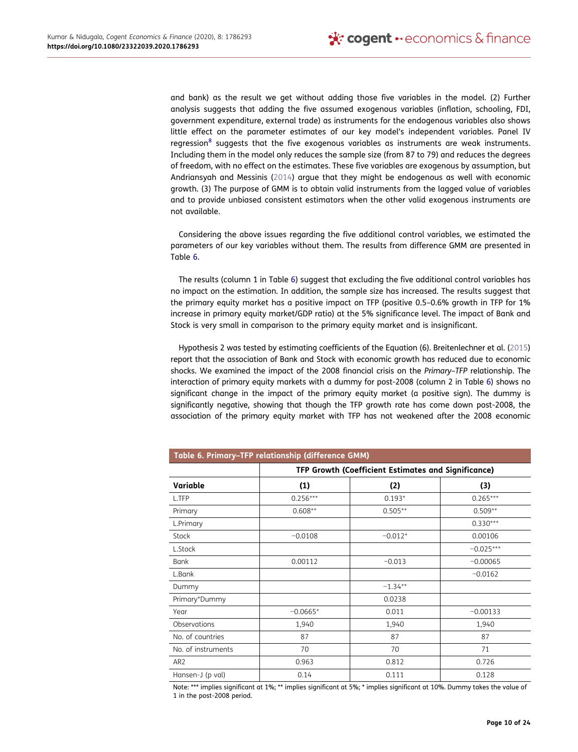and bank) as the result we get without adding those five variables in the model. (2) Further analysis suggests that adding the five assumed exogenous variables (inflation, schooling, FDI, government expenditure, external trade) as instruments for the endogenous variables also shows little effect on the parameter estimates of our key model's independent variables. Panel IV regression[8] suggests that the five exogenous variables as instruments are weak instruments. Including them in the model only reduces the sample size (from 87 to 79) and reduces the degrees of freedom, with no effect on the estimates. These five variables are exogenous by assumption, but Andriansyah and Messinis (2014) argue that they might be endogenous as well with economic growth. (3) The purpose of GMM is to obtain valid instruments from the lagged value of variables and to provide unbiased consistent estimators when the other valid exogenous instruments are not available.

Considering the above issues regarding the five additional control variables, we estimated the parameters of our key variables without them. The results from difference GMM are presented in Table 6.

The results (column 1 in Table 6) suggest that excluding the five additional control variables has no impact on the estimation. In addition, the sample size has increased. The results suggest that the primary equity market has a positive impact on TFP (positive 0.5–0.6% growth in TFP for 1% increase in primary equity market/GDP ratio) at the 5% significance level. The impact of Bank and Stock is very small in comparison to the primary equity market and is insignificant.

Hypothesis 2 was tested by estimating coefficients of the Equation (6). Breitenlechner et al. (2015) report that the association of Bank and Stock with economic growth has reduced due to economic shocks. We examined the impact of the 2008 financial crisis on the *Primary–TFP* relationship. The interaction of primary equity markets with a dummy for post-2008 (column 2 in Table 6) shows no significant change in the impact of the primary equity market (a positive sign). The dummy is significantly negative, showing that though the TFP growth rate has come down post-2008, the association of the primary equity market with TFP has not weakened after the 2008 economic

**Table 6. Primary–TFP relationship (difference GMM)**

| | TFP Growth (Coefficient Estimates and Significance) | | |
|---|---|---|---|
| **Variable** | **(1)** | **(2)** | **(3)** |
| L.TFP | 0.256*** | 0.193* | 0.265*** |
| Primary | 0.608** | 0.505** | 0.509** |
| L.Primary | | | 0.330*** |
| Stock | −0.0108 | −0.012* | 0.00106 |
| L.Stock | | | −0.025*** |
| Bank | 0.00112 | −0.013 | −0.00065 |
| L.Bank | | | −0.0162 |
| Dummy | | −1.34** | |
| Primary*Dummy | | 0.0238 | |
| Year | −0.0665* | 0.011 | −0.00133 |
| Observations | 1,940 | 1,940 | 1,940 |
| No. of countries | 87 | 87 | 87 |
| No. of instruments | 70 | 70 | 71 |
| AR2 | 0.963 | 0.812 | 0.726 |
| Hansen-J (p val) | 0.14 | 0.111 | 0.128 |

Note: *** implies significant at 1%; ** implies significant at 5%; * implies significant at 10%. Dummy takes the value of 1 in the post-2008 period.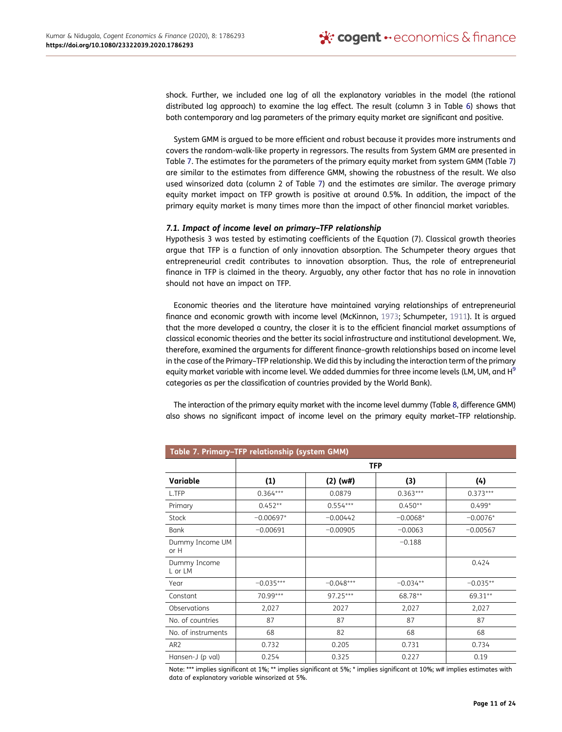shock. Further, we included one lag of all the explanatory variables in the model (the rational distributed lag approach) to examine the lag effect. The result (column 3 in Table 6) shows that both contemporary and lag parameters of the primary equity market are significant and positive.

System GMM is argued to be more efficient and robust because it provides more instruments and covers the random-walk-like property in regressors. The results from System GMM are presented in Table 7. The estimates for the parameters of the primary equity market from system GMM (Table 7) are similar to the estimates from difference GMM, showing the robustness of the result. We also used winsorized data (column 2 of Table 7) and the estimates are similar. The average primary equity market impact on TFP growth is positive at around 0.5%. In addition, the impact of the primary equity market is many times more than the impact of other financial market variables.

### *7.1. Impact of income level on primary–TFP relationship*

Hypothesis 3 was tested by estimating coefficients of the Equation (7). Classical growth theories argue that TFP is a function of only innovation absorption. The Schumpeter theory argues that entrepreneurial credit contributes to innovation absorption. Thus, the role of entrepreneurial finance in TFP is claimed in the theory. Arguably, any other factor that has no role in innovation should not have an impact on TFP.

Economic theories and the literature have maintained varying relationships of entrepreneurial finance and economic growth with income level (McKinnon, 1973; Schumpeter, 1911). It is argued that the more developed a country, the closer it is to the efficient financial market assumptions of classical economic theories and the better its social infrastructure and institutional development. We, therefore, examined the arguments for different finance–growth relationships based on income level in the case of the Primary–TFP relationship. We did this by including the interaction term of the primary equity market variable with income level. We added dummies for three income levels (LM, UM, and H[9] categories as per the classification of countries provided by the World Bank).

The interaction of the primary equity market with the income level dummy (Table 8, difference GMM) also shows no significant impact of income level on the primary equity market–TFP relationship.

**Table 7. Primary–TFP relationship (system GMM)**

| | TFP | | | |
|---|---|---|---|---|
| **Variable** | **(1)** | **(2) (w#)** | **(3)** | **(4)** |
| L.TFP | 0.364*** | 0.0879 | 0.363*** | 0.373*** |
| Primary | 0.452** | 0.554*** | 0.450** | 0.499* |
| Stock | −0.00697* | −0.00442 | −0.0068* | −0.0076* |
| Bank | −0.00691 | −0.00905 | −0.0063 | −0.00567 |
| Dummy Income UM or H | | | −0.188 | |
| Dummy Income L or LM | | | | 0.424 |
| Year | −0.035*** | −0.048*** | −0.034** | −0.035** |
| Constant | 70.99*** | 97.25*** | 68.78** | 69.31** |
| Observations | 2,027 | 2027 | 2,027 | 2,027 |
| No. of countries | 87 | 87 | 87 | 87 |
| No. of instruments | 68 | 82 | 68 | 68 |
| AR2 | 0.732 | 0.205 | 0.731 | 0.734 |
| Hansen-J (p val) | 0.254 | 0.325 | 0.227 | 0.19 |

Note: *** implies significant at 1%; ** implies significant at 5%; * implies significant at 10%; w# implies estimates with data of explanatory variable winsorized at 5%.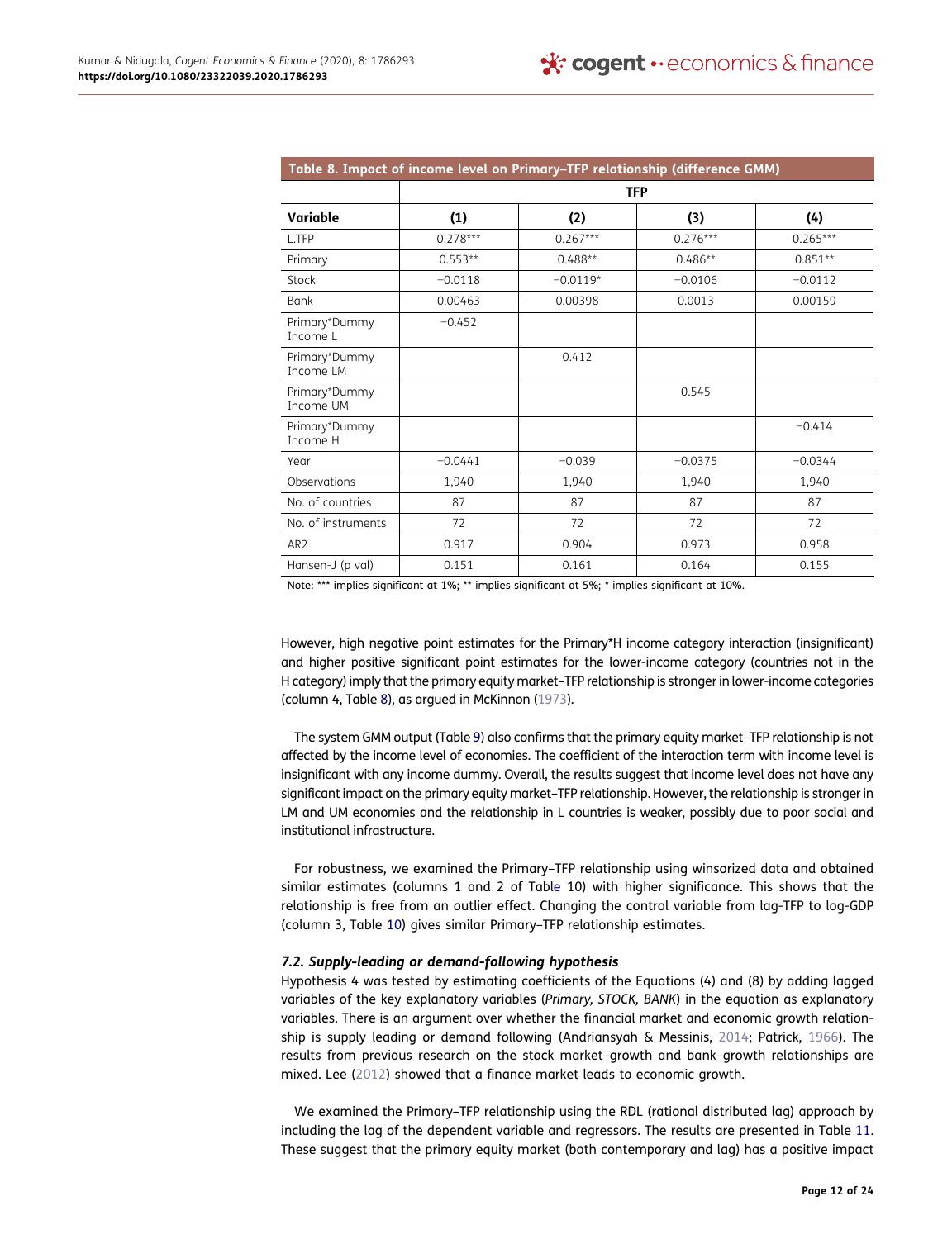**Table 8. Impact of income level on Primary–TFP relationship (difference GMM)**

| | TFP | | | |
|---|---|---|---|---|
| **Variable** | **(1)** | **(2)** | **(3)** | **(4)** |
| L.TFP | 0.278*** | 0.267*** | 0.276*** | 0.265*** |
| Primary | 0.553** | 0.488** | 0.486** | 0.851** |
| Stock | −0.0118 | −0.0119* | −0.0106 | −0.0112 |
| Bank | 0.00463 | 0.00398 | 0.0013 | 0.00159 |
| Primary*Dummy Income L | −0.452 | | | |
| Primary*Dummy Income LM | | 0.412 | | |
| Primary*Dummy Income UM | | | 0.545 | |
| Primary*Dummy Income H | | | | −0.414 |
| Year | −0.0441 | −0.039 | −0.0375 | −0.0344 |
| Observations | 1,940 | 1,940 | 1,940 | 1,940 |
| No. of countries | 87 | 87 | 87 | 87 |
| No. of instruments | 72 | 72 | 72 | 72 |
| AR2 | 0.917 | 0.904 | 0.973 | 0.958 |
| Hansen-J (p val) | 0.151 | 0.161 | 0.164 | 0.155 |

Note: *** implies significant at 1%; ** implies significant at 5%; * implies significant at 10%.

However, high negative point estimates for the Primary*H income category interaction (insignificant) and higher positive significant point estimates for the lower-income category (countries not in the H category) imply that the primary equity market–TFP relationship is stronger in lower-income categories (column 4, Table 8), as argued in McKinnon (1973).

The system GMM output (Table 9) also confirms that the primary equity market–TFP relationship is not affected by the income level of economies. The coefficient of the interaction term with income level is insignificant with any income dummy. Overall, the results suggest that income level does not have any significant impact on the primary equity market–TFP relationship. However, the relationship is stronger in LM and UM economies and the relationship in L countries is weaker, possibly due to poor social and institutional infrastructure.

For robustness, we examined the Primary–TFP relationship using winsorized data and obtained similar estimates (columns 1 and 2 of Table 10) with higher significance. This shows that the relationship is free from an outlier effect. Changing the control variable from lag-TFP to log-GDP (column 3, Table 10) gives similar Primary–TFP relationship estimates.

### 7.2. Supply-leading or demand-following hypothesis

Hypothesis 4 was tested by estimating coefficients of the Equations (4) and (8) by adding lagged variables of the key explanatory variables (*Primary, STOCK, BANK*) in the equation as explanatory variables. There is an argument over whether the financial market and economic growth relationship is supply leading or demand following (Andriansyah & Messinis, 2014; Patrick, 1966). The results from previous research on the stock market–growth and bank–growth relationships are mixed. Lee (2012) showed that a finance market leads to economic growth.

We examined the Primary–TFP relationship using the RDL (rational distributed lag) approach by including the lag of the dependent variable and regressors. The results are presented in Table 11. These suggest that the primary equity market (both contemporary and lag) has a positive impact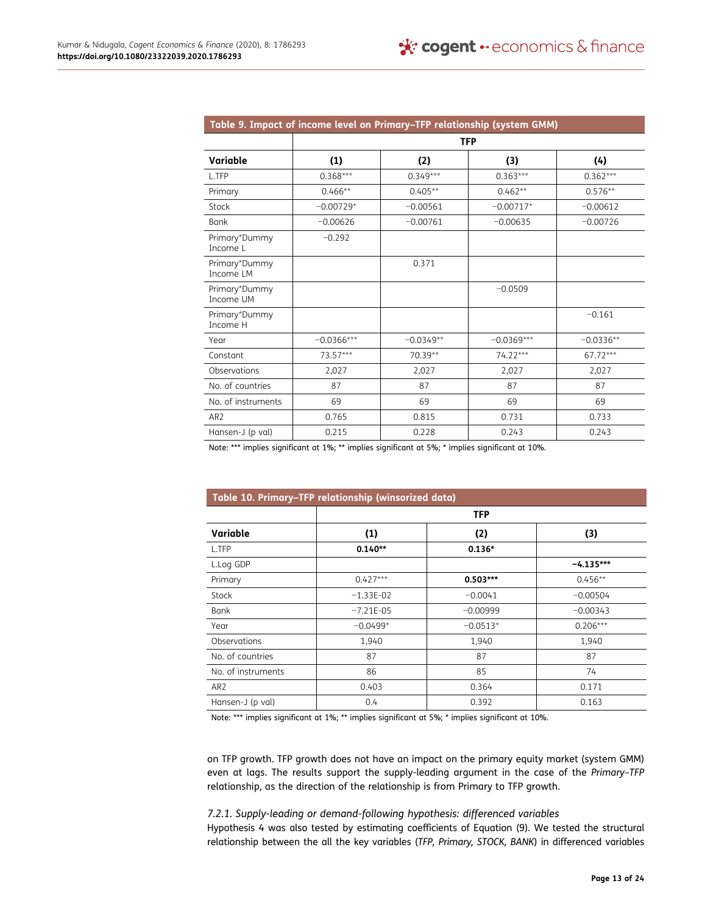**Table 9. Impact of income level on Primary–TFP relationship (system GMM)**

| | TFP | | | |
|---|---|---|---|---|
| **Variable** | **(1)** | **(2)** | **(3)** | **(4)** |
| L.TFP | 0.368*** | 0.349*** | 0.363*** | 0.362*** |
| Primary | 0.466** | 0.405** | 0.462** | 0.576** |
| Stock | −0.00729* | −0.00561 | −0.00717* | −0.00612 |
| Bank | −0.00626 | −0.00761 | −0.00635 | −0.00726 |
| Primary*Dummy Income L | −0.292 | | | |
| Primary*Dummy Income LM | | 0.371 | | |
| Primary*Dummy Income UM | | | −0.0509 | |
| Primary*Dummy Income H | | | | −0.161 |
| Year | −0.0366*** | −0.0349** | −0.0369*** | −0.0336** |
| Constant | 73.57*** | 70.39** | 74.22*** | 67.72*** |
| Observations | 2,027 | 2,027 | 2,027 | 2,027 |
| No. of countries | 87 | 87 | 87 | 87 |
| No. of instruments | 69 | 69 | 69 | 69 |
| AR2 | 0.765 | 0.815 | 0.731 | 0.733 |
| Hansen-J (p val) | 0.215 | 0.228 | 0.243 | 0.243 |

Note: *** implies significant at 1%; ** implies significant at 5%; * implies significant at 10%.

**Table 10. Primary–TFP relationship (winsorized data)**

| | TFP | | |
|---|---|---|---|
| **Variable** | **(1)** | **(2)** | **(3)** |
| L.TFP | **0.140**** | **0.136*** | |
| L.Log GDP | | | **−4.135***** |
| Primary | 0.427*** | **0.503***** | 0.456** |
| Stock | −1.33E-02 | −0.0041 | −0.00504 |
| Bank | −7.21E-05 | −0.00999 | −0.00343 |
| Year | −0.0499* | −0.0513* | 0.206*** |
| Observations | 1,940 | 1,940 | 1,940 |
| No. of countries | 87 | 87 | 87 |
| No. of instruments | 86 | 85 | 74 |
| AR2 | 0.403 | 0.364 | 0.171 |
| Hansen-J (p val) | 0.4 | 0.392 | 0.163 |

Note: *** implies significant at 1%; ** implies significant at 5%; * implies significant at 10%.

on TFP growth. TFP growth does not have an impact on the primary equity market (system GMM) even at lags. The results support the supply-leading argument in the case of the *Primary–TFP* relationship, as the direction of the relationship is from Primary to TFP growth.

#### *7.2.1. Supply-leading or demand-following hypothesis: differenced variables*

Hypothesis 4 was also tested by estimating coefficients of Equation (9). We tested the structural relationship between the all the key variables (*TFP, Primary, STOCK, BANK*) in differenced variables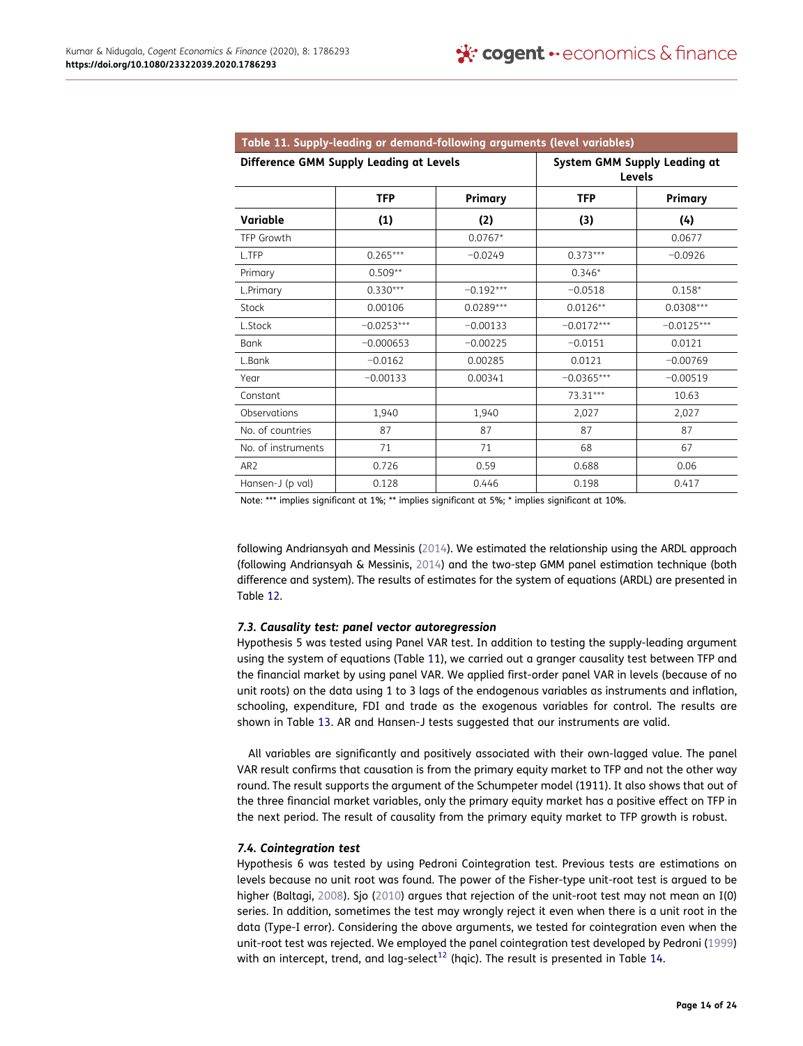**Table 11. Supply-leading or demand-following arguments (level variables)**

| Difference GMM Supply Leading at Levels | | | System GMM Supply Leading at Levels | |
|---|---|---|---|---|
| | TFP | Primary | TFP | Primary |
| **Variable** | **(1)** | **(2)** | **(3)** | **(4)** |
| TFP Growth | | 0.0767* | | 0.0677 |
| L.TFP | 0.265*** | −0.0249 | 0.373*** | −0.0926 |
| Primary | 0.509** | | 0.346* | |
| L.Primary | 0.330*** | −0.192*** | −0.0518 | 0.158* |
| Stock | 0.00106 | 0.0289*** | 0.0126** | 0.0308*** |
| L.Stock | −0.0253*** | −0.00133 | −0.0172*** | −0.0125*** |
| Bank | −0.000653 | −0.00225 | −0.0151 | 0.0121 |
| L.Bank | −0.0162 | 0.00285 | 0.0121 | −0.00769 |
| Year | −0.00133 | 0.00341 | −0.0365*** | −0.00519 |
| Constant | | | 73.31*** | 10.63 |
| Observations | 1,940 | 1,940 | 2,027 | 2,027 |
| No. of countries | 87 | 87 | 87 | 87 |
| No. of instruments | 71 | 71 | 68 | 67 |
| AR2 | 0.726 | 0.59 | 0.688 | 0.06 |
| Hansen-J (p val) | 0.128 | 0.446 | 0.198 | 0.417 |

Note: *** implies significant at 1%; ** implies significant at 5%; * implies significant at 10%.

following Andriansyah and Messinis (2014). We estimated the relationship using the ARDL approach (following Andriansyah & Messinis, 2014) and the two-step GMM panel estimation technique (both difference and system). The results of estimates for the system of equations (ARDL) are presented in Table 12.

### *7.3. Causality test: panel vector autoregression*

Hypothesis 5 was tested using Panel VAR test. In addition to testing the supply-leading argument using the system of equations (Table 11), we carried out a granger causality test between TFP and the financial market by using panel VAR. We applied first-order panel VAR in levels (because of no unit roots) on the data using 1 to 3 lags of the endogenous variables as instruments and inflation, schooling, expenditure, FDI and trade as the exogenous variables for control. The results are shown in Table 13. AR and Hansen-J tests suggested that our instruments are valid.

All variables are significantly and positively associated with their own-lagged value. The panel VAR result confirms that causation is from the primary equity market to TFP and not the other way round. The result supports the argument of the Schumpeter model (1911). It also shows that out of the three financial market variables, only the primary equity market has a positive effect on TFP in the next period. The result of causality from the primary equity market to TFP growth is robust.

### *7.4. Cointegration test*

Hypothesis 6 was tested by using Pedroni Cointegration test. Previous tests are estimations on levels because no unit root was found. The power of the Fisher-type unit-root test is argued to be higher (Baltagi, 2008). Sjo (2010) argues that rejection of the unit-root test may not mean an I(0) series. In addition, sometimes the test may wrongly reject it even when there is a unit root in the data (Type-I error). Considering the above arguments, we tested for cointegration even when the unit-root test was rejected. We employed the panel cointegration test developed by Pedroni (1999) with an intercept, trend, and lag-select[12] (hqic). The result is presented in Table 14.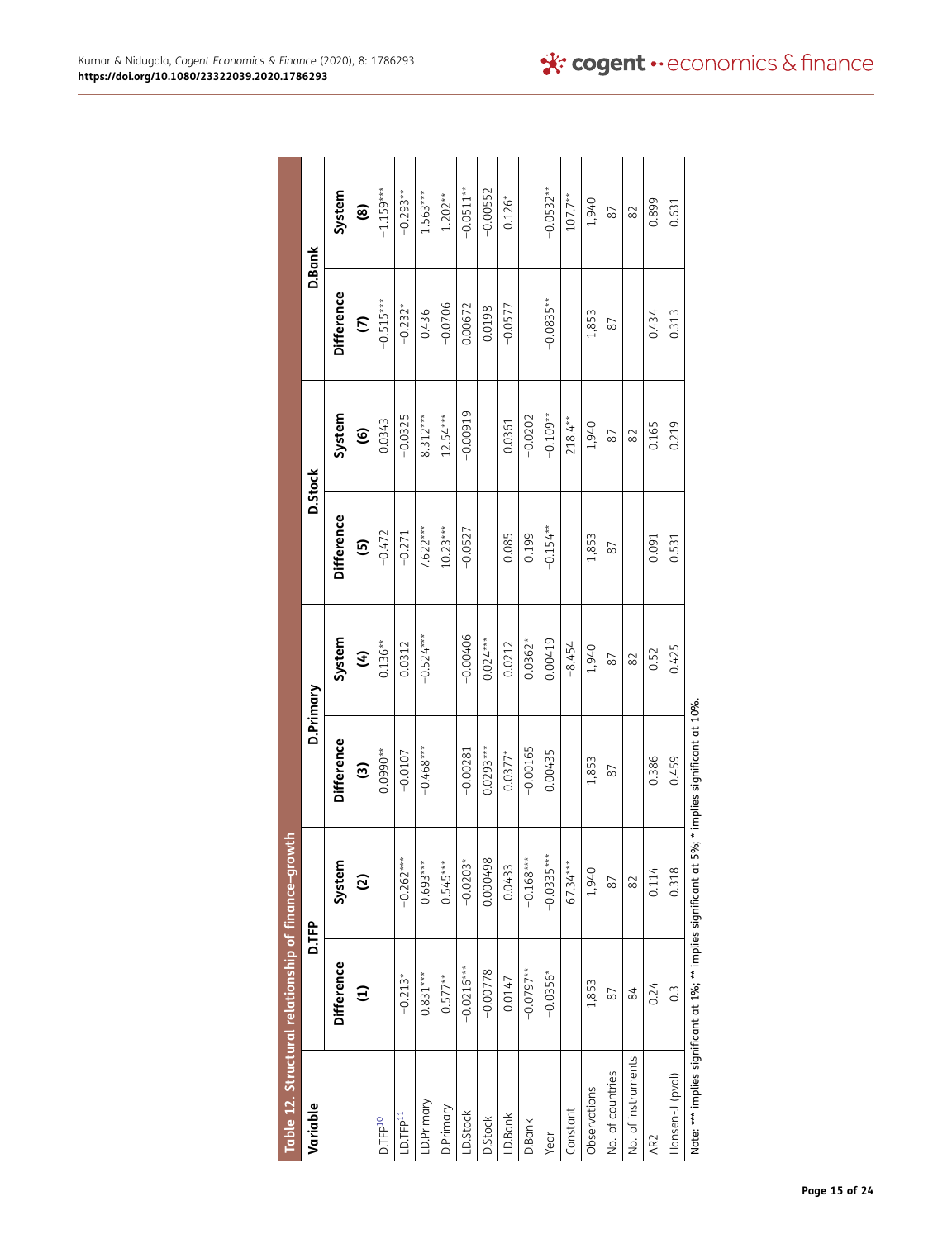**Table 12. Structural relationship of finance–growth**

| Variable | D.TFP | | D.Primary | | D.Stock | | D.Bank | |
|---|---|---|---|---|---|---|---|---|
| | Difference | System | Difference | System | Difference | System | Difference | System |
| | (1) | (2) | (3) | (4) | (5) | (6) | (7) | (8) |
| D.TFP[10] | | | 0.0990** | 0.136** | −0.472 | 0.0343 | −0.515*** | −1.159*** |
| LD.TFP[11] | −0.213* | −0.262*** | −0.0107 | 0.0312 | −0.271 | −0.0325 | −0.232* | −0.293** |
| LD.Primary | 0.831*** | 0.693*** | −0.468*** | −0.524*** | 7.622*** | 8.312*** | 0.436 | 1.563*** |
| D.Primary | 0.577** | 0.545*** | | | 10.23*** | 12.54*** | −0.0706 | 1.202** |
| LD.Stock | −0.0216*** | −0.0203* | −0.00281 | −0.00406 | −0.0527 | −0.00919 | 0.00672 | −0.0511** |
| D.Stock | −0.00778 | 0.000498 | 0.0293*** | 0.024*** | | | 0.0198 | −0.00552 |
| LD.Bank | 0.0147 | 0.0433 | 0.0377* | 0.0212 | 0.085 | 0.0361 | −0.0577 | 0.126* |
| D.Bank | −0.0797** | −0.168*** | −0.00165 | 0.0362* | 0.199 | −0.0202 | | |
| Year | −0.0356* | −0.0335*** | 0.00435 | 0.00419 | −0.154** | −0.109** | −0.0835** | −0.0532** |
| Constant | | 67.34*** | | −8.454 | | 218.4** | | 107.7** |
| Observations | 1,853 | 1,940 | 1,853 | 1,940 | 1,853 | 1,940 | 1,853 | 1,940 |
| No. of countries | 87 | 87 | 87 | 87 | 87 | 87 | 87 | 87 |
| No. of instruments | 84 | 82 | | 82 | | 82 | | 82 |
| AR2 | 0.24 | 0.114 | 0.386 | 0.52 | 0.091 | 0.165 | 0.434 | 0.899 |
| Hansen-J (pval) | 0.3 | 0.318 | 0.459 | 0.425 | 0.531 | 0.219 | 0.313 | 0.631 |

Note: *** implies significant at 1%; ** implies significant at 5%; * implies significant at 10%.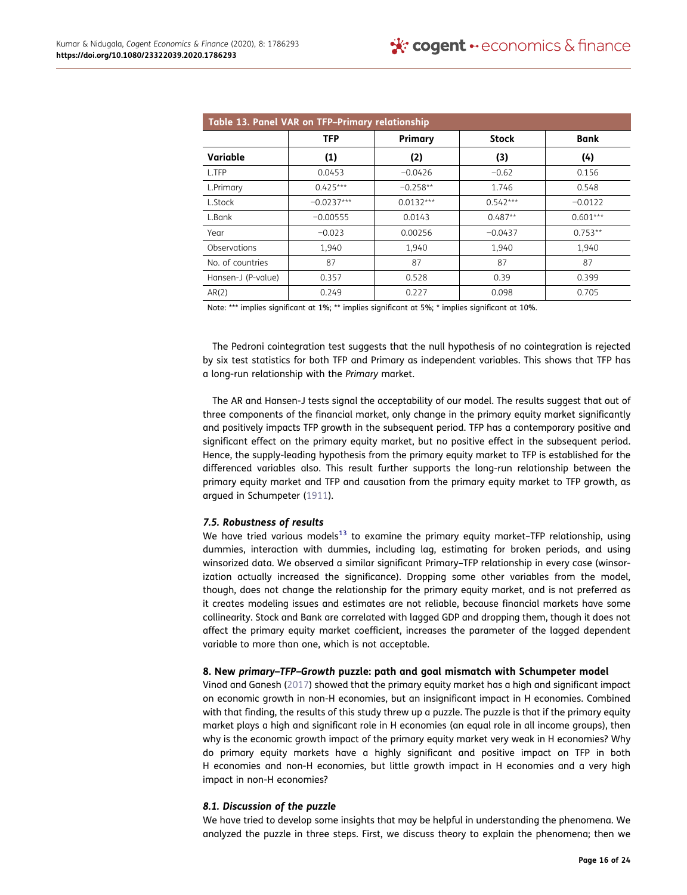**Table 13. Panel VAR on TFP–Primary relationship**

| | TFP | Primary | Stock | Bank |
|---|---|---|---|---|
| **Variable** | **(1)** | **(2)** | **(3)** | **(4)** |
| L.TFP | 0.0453 | −0.0426 | −0.62 | 0.156 |
| L.Primary | 0.425*** | −0.258** | 1.746 | 0.548 |
| L.Stock | −0.0237*** | 0.0132*** | 0.542*** | −0.0122 |
| L.Bank | −0.00555 | 0.0143 | 0.487** | 0.601*** |
| Year | −0.023 | 0.00256 | −0.0437 | 0.753** |
| Observations | 1,940 | 1,940 | 1,940 | 1,940 |
| No. of countries | 87 | 87 | 87 | 87 |
| Hansen-J (P-value) | 0.357 | 0.528 | 0.39 | 0.399 |
| AR(2) | 0.249 | 0.227 | 0.098 | 0.705 |

Note: *** implies significant at 1%; ** implies significant at 5%; * implies significant at 10%.

The Pedroni cointegration test suggests that the null hypothesis of no cointegration is rejected by six test statistics for both TFP and Primary as independent variables. This shows that TFP has a long-run relationship with the *Primary* market.

The AR and Hansen-J tests signal the acceptability of our model. The results suggest that out of three components of the financial market, only change in the primary equity market significantly and positively impacts TFP growth in the subsequent period. TFP has a contemporary positive and significant effect on the primary equity market, but no positive effect in the subsequent period. Hence, the supply-leading hypothesis from the primary equity market to TFP is established for the differenced variables also. This result further supports the long-run relationship between the primary equity market and TFP and causation from the primary equity market to TFP growth, as argued in Schumpeter (1911).

### *7.5. Robustness of results*

We have tried various models[13] to examine the primary equity market–TFP relationship, using dummies, interaction with dummies, including lag, estimating for broken periods, and using winsorized data. We observed a similar significant Primary–TFP relationship in every case (winsorization actually increased the significance). Dropping some other variables from the model, though, does not change the relationship for the primary equity market, and is not preferred as it creates modeling issues and estimates are not reliable, because financial markets have some collinearity. Stock and Bank are correlated with lagged GDP and dropping them, though it does not affect the primary equity market coefficient, increases the parameter of the lagged dependent variable to more than one, which is not acceptable.

## 8. New *primary–TFP–Growth* puzzle: path and goal mismatch with Schumpeter model

Vinod and Ganesh (2017) showed that the primary equity market has a high and significant impact on economic growth in non-H economies, but an insignificant impact in H economies. Combined with that finding, the results of this study threw up a puzzle. The puzzle is that if the primary equity market plays a high and significant role in H economies (an equal role in all income groups), then why is the economic growth impact of the primary equity market very weak in H economies? Why do primary equity markets have a highly significant and positive impact on TFP in both H economies and non-H economies, but little growth impact in H economies and a very high impact in non-H economies?

### *8.1. Discussion of the puzzle*

We have tried to develop some insights that may be helpful in understanding the phenomena. We analyzed the puzzle in three steps. First, we discuss theory to explain the phenomena; then we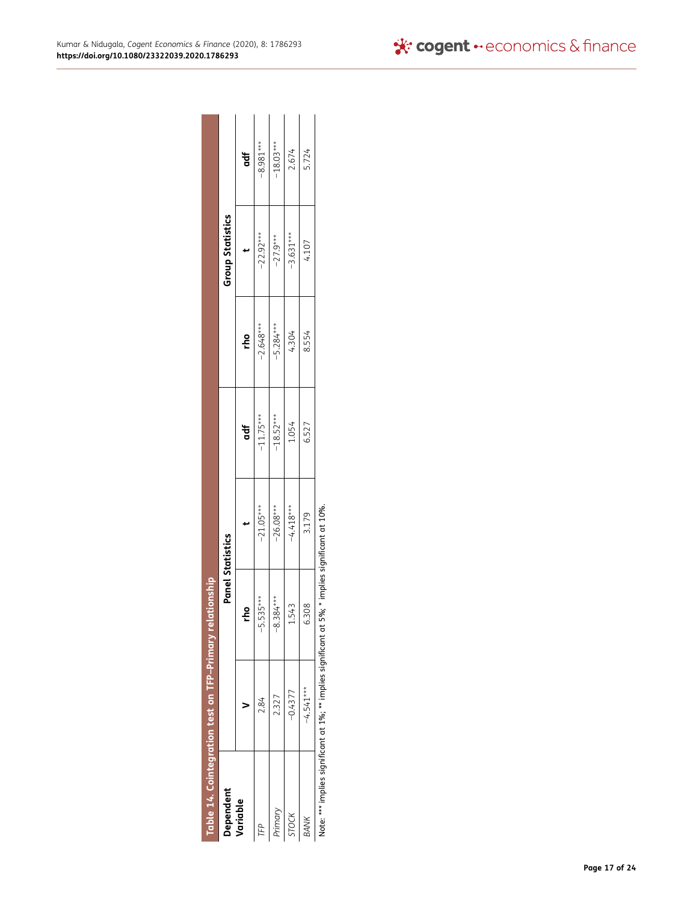**Table 14. Cointegration test on TFP–Primary relationship**

| Dependent Variable | Panel Statistics | | | | Group Statistics | | |
|---|---|---|---|---|---|---|---|
| | v | rho | t | adf | rho | t | adf |
| *TFP* | 2.84 | −5.535*** | −21.05*** | −11.75*** | −2.648*** | −22.92*** | −8.981*** |
| *Primary* | 2.327 | −8.384*** | −26.08*** | −18.52*** | −5.284*** | −27.9*** | −18.03*** |
| *STOCK* | −0.4377 | 1.543 | −4.418*** | 1.054 | 4.304 | −3.631*** | 2.674 |
| *BANK* | −4.541*** | 6.308 | 3.179 | 6.527 | 8.554 | 4.107 | 5.724 |

Note: *** implies significant at 1%; ** implies significant at 5%; * implies significant at 10%.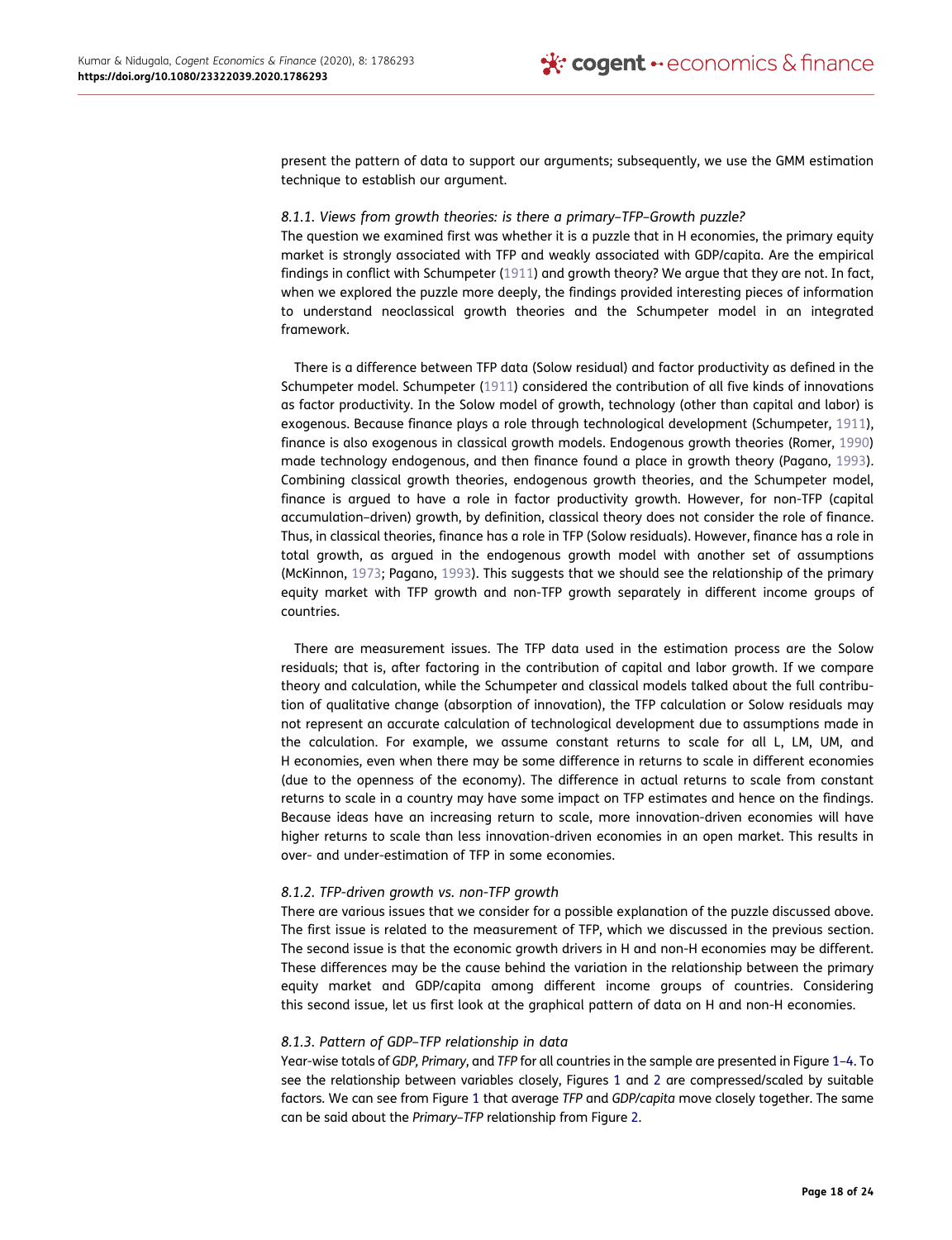present the pattern of data to support our arguments; subsequently, we use the GMM estimation technique to establish our argument.

### *8.1.1. Views from growth theories: is there a primary–TFP–Growth puzzle?*

The question we examined first was whether it is a puzzle that in H economies, the primary equity market is strongly associated with TFP and weakly associated with GDP/capita. Are the empirical findings in conflict with Schumpeter (1911) and growth theory? We argue that they are not. In fact, when we explored the puzzle more deeply, the findings provided interesting pieces of information to understand neoclassical growth theories and the Schumpeter model in an integrated framework.

There is a difference between TFP data (Solow residual) and factor productivity as defined in the Schumpeter model. Schumpeter (1911) considered the contribution of all five kinds of innovations as factor productivity. In the Solow model of growth, technology (other than capital and labor) is exogenous. Because finance plays a role through technological development (Schumpeter, 1911), finance is also exogenous in classical growth models. Endogenous growth theories (Romer, 1990) made technology endogenous, and then finance found a place in growth theory (Pagano, 1993). Combining classical growth theories, endogenous growth theories, and the Schumpeter model, finance is argued to have a role in factor productivity growth. However, for non-TFP (capital accumulation–driven) growth, by definition, classical theory does not consider the role of finance. Thus, in classical theories, finance has a role in TFP (Solow residuals). However, finance has a role in total growth, as argued in the endogenous growth model with another set of assumptions (McKinnon, 1973; Pagano, 1993). This suggests that we should see the relationship of the primary equity market with TFP growth and non-TFP growth separately in different income groups of countries.

There are measurement issues. The TFP data used in the estimation process are the Solow residuals; that is, after factoring in the contribution of capital and labor growth. If we compare theory and calculation, while the Schumpeter and classical models talked about the full contribution of qualitative change (absorption of innovation), the TFP calculation or Solow residuals may not represent an accurate calculation of technological development due to assumptions made in the calculation. For example, we assume constant returns to scale for all L, LM, UM, and H economies, even when there may be some difference in returns to scale in different economies (due to the openness of the economy). The difference in actual returns to scale from constant returns to scale in a country may have some impact on TFP estimates and hence on the findings. Because ideas have an increasing return to scale, more innovation-driven economies will have higher returns to scale than less innovation-driven economies in an open market. This results in over- and under-estimation of TFP in some economies.

### *8.1.2. TFP-driven growth vs. non-TFP growth*

There are various issues that we consider for a possible explanation of the puzzle discussed above. The first issue is related to the measurement of TFP, which we discussed in the previous section. The second issue is that the economic growth drivers in H and non-H economies may be different. These differences may be the cause behind the variation in the relationship between the primary equity market and GDP/capita among different income groups of countries. Considering this second issue, let us first look at the graphical pattern of data on H and non-H economies.

### *8.1.3. Pattern of GDP–TFP relationship in data*

Year-wise totals of *GDP, Primary*, and *TFP* for all countries in the sample are presented in Figure 1–4. To see the relationship between variables closely, Figures 1 and 2 are compressed/scaled by suitable factors. We can see from Figure 1 that average *TFP* and *GDP/capita* move closely together. The same can be said about the *Primary–TFP* relationship from Figure 2.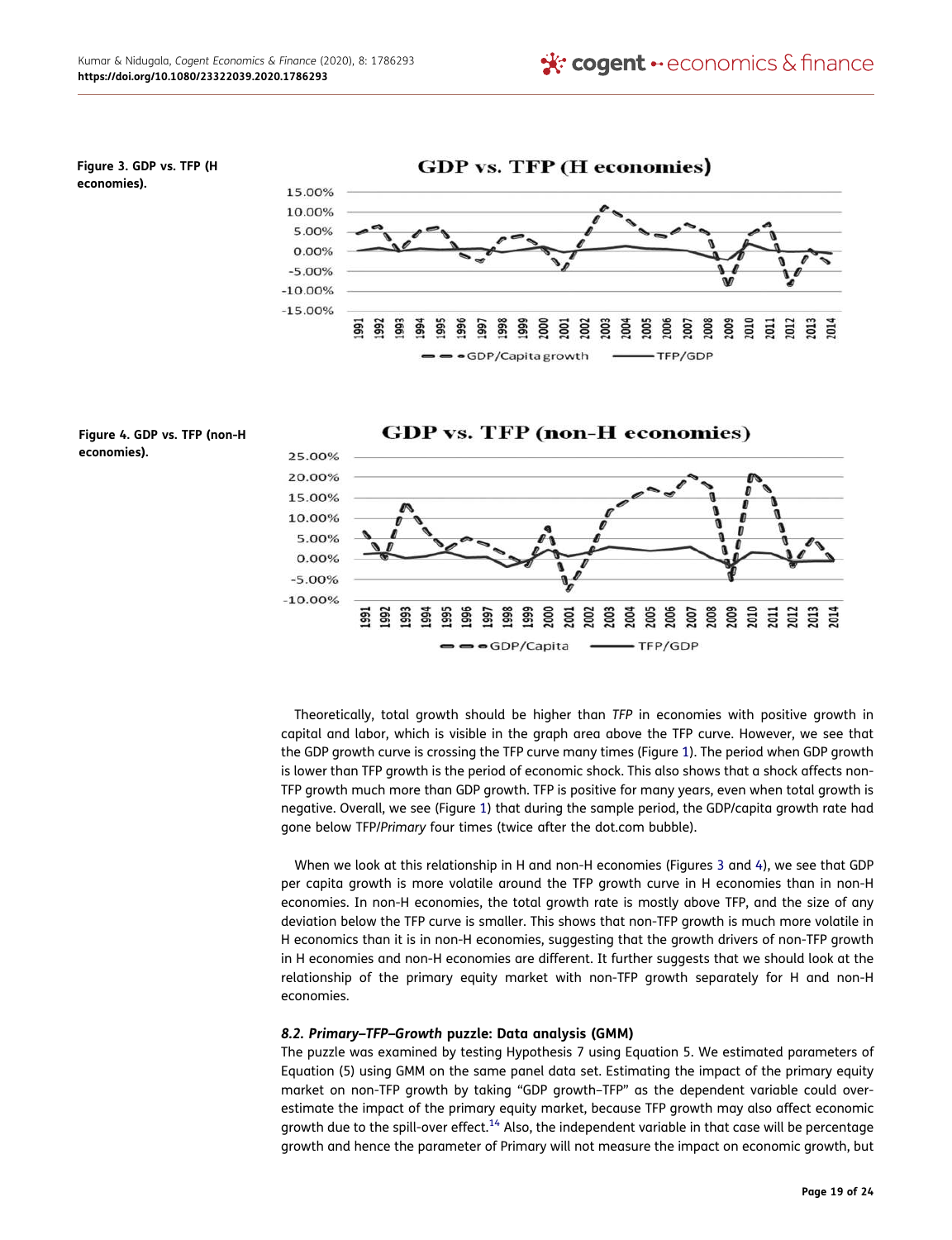**Figure 3. GDP vs. TFP (H economies).**

**Figure 4. GDP vs. TFP (non-H economies).**

Theoretically, total growth should be higher than *TFP* in economies with positive growth in capital and labor, which is visible in the graph area above the TFP curve. However, we see that the GDP growth curve is crossing the TFP curve many times (Figure 1). The period when GDP growth is lower than TFP growth is the period of economic shock. This also shows that a shock affects non-TFP growth much more than GDP growth. TFP is positive for many years, even when total growth is negative. Overall, we see (Figure 1) that during the sample period, the GDP/capita growth rate had gone below TFP/*Primary* four times (twice after the dot.com bubble).

When we look at this relationship in H and non-H economies (Figures 3 and 4), we see that GDP per capita growth is more volatile around the TFP growth curve in H economies than in non-H economies. In non-H economies, the total growth rate is mostly above TFP, and the size of any deviation below the TFP curve is smaller. This shows that non-TFP growth is much more volatile in H economics than it is in non-H economies, suggesting that the growth drivers of non-TFP growth in H economies and non-H economies are different. It further suggests that we should look at the relationship of the primary equity market with non-TFP growth separately for H and non-H economies.

### 8.2. *Primary–TFP–Growth* puzzle: Data analysis (GMM)

The puzzle was examined by testing Hypothesis 7 using Equation 5. We estimated parameters of Equation (5) using GMM on the same panel data set. Estimating the impact of the primary equity market on non-TFP growth by taking "GDP growth–TFP" as the dependent variable could over-estimate the impact of the primary equity market, because TFP growth may also affect economic growth due to the spill-over effect.[14] Also, the independent variable in that case will be percentage growth and hence the parameter of Primary will not measure the impact on economic growth, but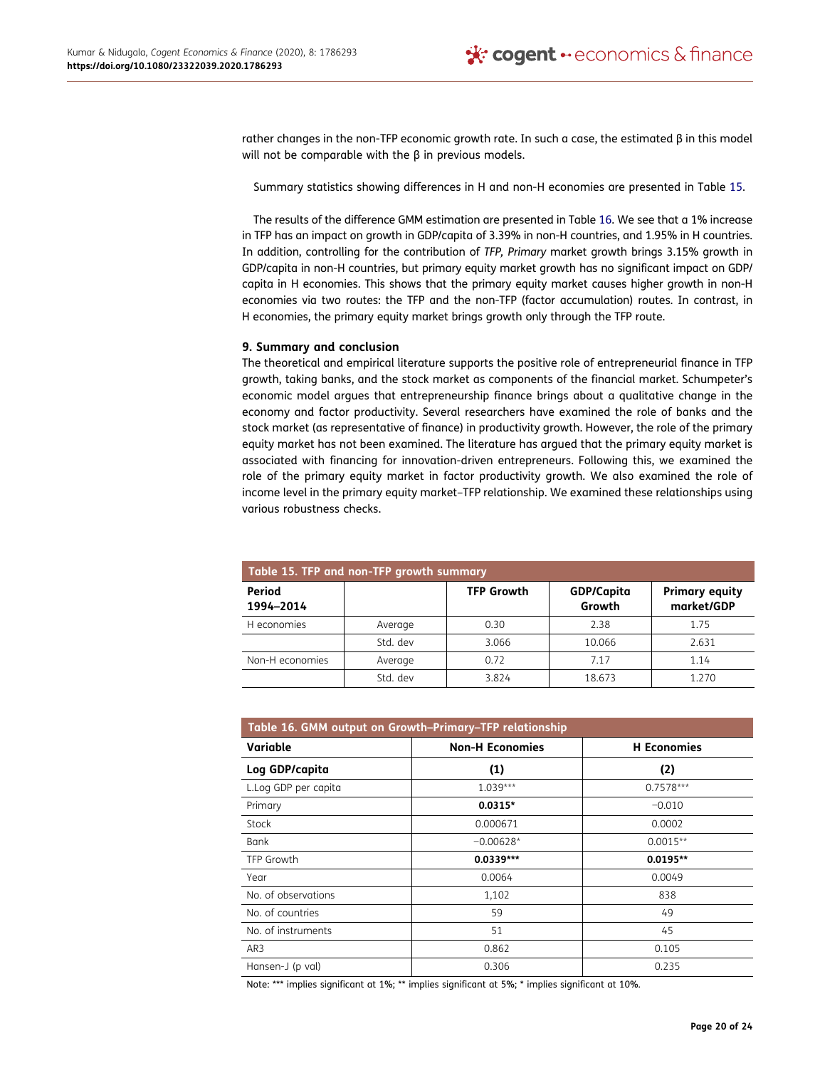rather changes in the non-TFP economic growth rate. In such a case, the estimated β in this model will not be comparable with the β in previous models.

Summary statistics showing differences in H and non-H economies are presented in Table 15.

The results of the difference GMM estimation are presented in Table 16. We see that a 1% increase in TFP has an impact on growth in GDP/capita of 3.39% in non-H countries, and 1.95% in H countries. In addition, controlling for the contribution of *TFP, Primary* market growth brings 3.15% growth in GDP/capita in non-H countries, but primary equity market growth has no significant impact on GDP/capita in H economies. This shows that the primary equity market causes higher growth in non-H economies via two routes: the TFP and the non-TFP (factor accumulation) routes. In contrast, in H economies, the primary equity market brings growth only through the TFP route.

## 9. Summary and conclusion

The theoretical and empirical literature supports the positive role of entrepreneurial finance in TFP growth, taking banks, and the stock market as components of the financial market. Schumpeter's economic model argues that entrepreneurship finance brings about a qualitative change in the economy and factor productivity. Several researchers have examined the role of banks and the stock market (as representative of finance) in productivity growth. However, the role of the primary equity market has not been examined. The literature has argued that the primary equity market is associated with financing for innovation-driven entrepreneurs. Following this, we examined the role of the primary equity market in factor productivity growth. We also examined the role of income level in the primary equity market–TFP relationship. We examined these relationships using various robustness checks.

**Table 15. TFP and non-TFP growth summary**

| Period 1994–2014 | | TFP Growth | GDP/Capita Growth | Primary equity market/GDP |
|---|---|---|---|---|
| H economies | Average | 0.30 | 2.38 | 1.75 |
| | Std. dev | 3.066 | 10.066 | 2.631 |
| Non-H economies | Average | 0.72 | 7.17 | 1.14 |
| | Std. dev | 3.824 | 18.673 | 1.270 |

**Table 16. GMM output on Growth–Primary–TFP relationship**

| Variable | Non-H Economies | H Economies |
|---|---|---|
| **Log GDP/capita** | **(1)** | **(2)** |
| L.Log GDP per capita | 1.039*** | 0.7578*** |
| Primary | **0.0315*** | −0.010 |
| Stock | 0.000671 | 0.0002 |
| Bank | −0.00628* | 0.0015** |
| TFP Growth | **0.0339***** | **0.0195**** |
| Year | 0.0064 | 0.0049 |
| No. of observations | 1,102 | 838 |
| No. of countries | 59 | 49 |
| No. of instruments | 51 | 45 |
| AR3 | 0.862 | 0.105 |
| Hansen-J (p val) | 0.306 | 0.235 |

Note: *** implies significant at 1%; ** implies significant at 5%; * implies significant at 10%.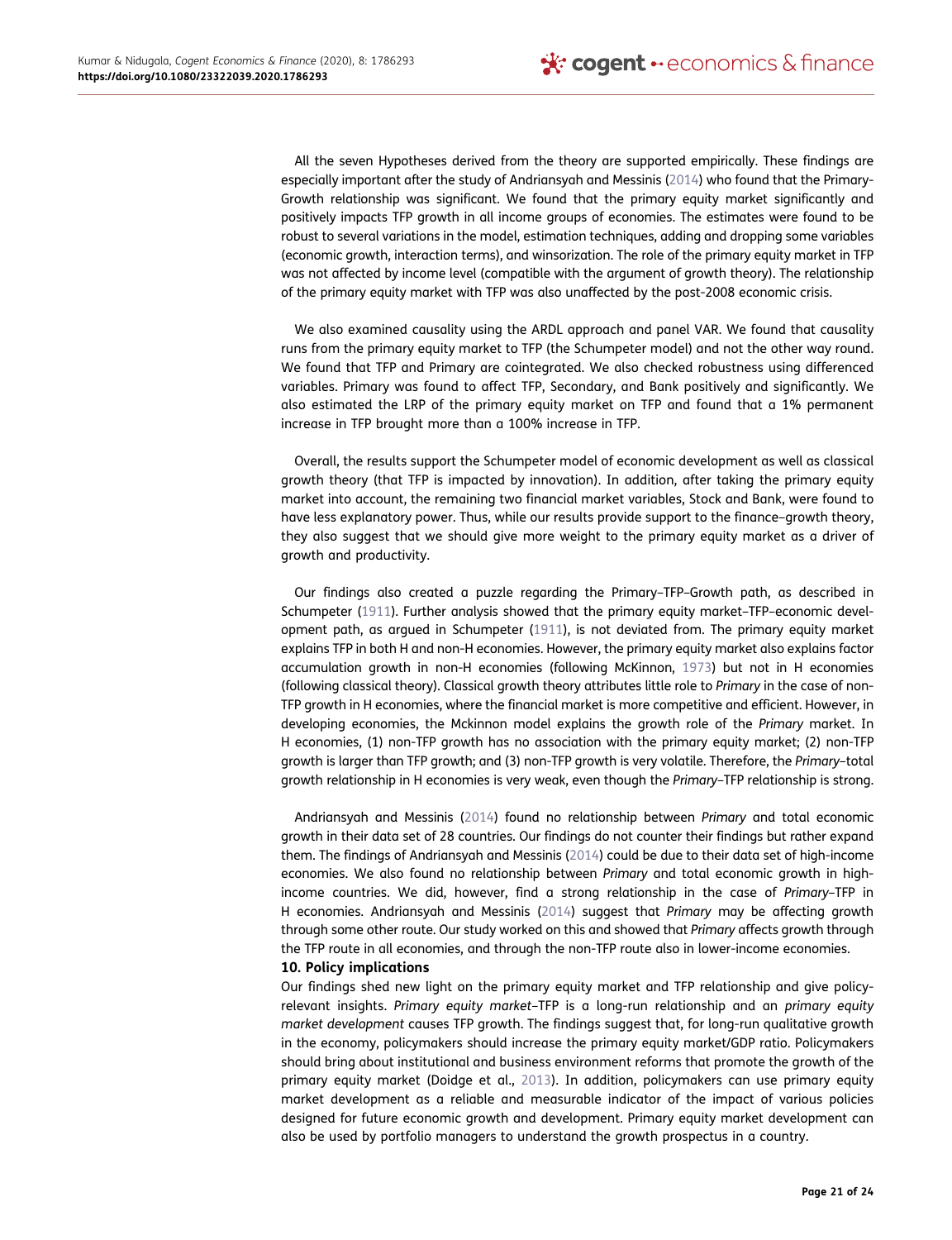All the seven Hypotheses derived from the theory are supported empirically. These findings are especially important after the study of Andriansyah and Messinis (2014) who found that the Primary-Growth relationship was significant. We found that the primary equity market significantly and positively impacts TFP growth in all income groups of economies. The estimates were found to be robust to several variations in the model, estimation techniques, adding and dropping some variables (economic growth, interaction terms), and winsorization. The role of the primary equity market in TFP was not affected by income level (compatible with the argument of growth theory). The relationship of the primary equity market with TFP was also unaffected by the post-2008 economic crisis.

We also examined causality using the ARDL approach and panel VAR. We found that causality runs from the primary equity market to TFP (the Schumpeter model) and not the other way round. We found that TFP and Primary are cointegrated. We also checked robustness using differenced variables. Primary was found to affect TFP, Secondary, and Bank positively and significantly. We also estimated the LRP of the primary equity market on TFP and found that a 1% permanent increase in TFP brought more than a 100% increase in TFP.

Overall, the results support the Schumpeter model of economic development as well as classical growth theory (that TFP is impacted by innovation). In addition, after taking the primary equity market into account, the remaining two financial market variables, Stock and Bank, were found to have less explanatory power. Thus, while our results provide support to the finance–growth theory, they also suggest that we should give more weight to the primary equity market as a driver of growth and productivity.

Our findings also created a puzzle regarding the Primary–TFP–Growth path, as described in Schumpeter (1911). Further analysis showed that the primary equity market–TFP–economic development path, as argued in Schumpeter (1911), is not deviated from. The primary equity market explains TFP in both H and non-H economies. However, the primary equity market also explains factor accumulation growth in non-H economies (following McKinnon, 1973) but not in H economies (following classical theory). Classical growth theory attributes little role to *Primary* in the case of non-TFP growth in H economies, where the financial market is more competitive and efficient. However, in developing economies, the Mckinnon model explains the growth role of the *Primary* market. In H economies, (1) non-TFP growth has no association with the primary equity market; (2) non-TFP growth is larger than TFP growth; and (3) non-TFP growth is very volatile. Therefore, the *Primary*–total growth relationship in H economies is very weak, even though the *Primary*–TFP relationship is strong.

Andriansyah and Messinis (2014) found no relationship between *Primary* and total economic growth in their data set of 28 countries. Our findings do not counter their findings but rather expand them. The findings of Andriansyah and Messinis (2014) could be due to their data set of high-income economies. We also found no relationship between *Primary* and total economic growth in high-income countries. We did, however, find a strong relationship in the case of *Primary*–TFP in H economies. Andriansyah and Messinis (2014) suggest that *Primary* may be affecting growth through some other route. Our study worked on this and showed that *Primary* affects growth through the TFP route in all economies, and through the non-TFP route also in lower-income economies.

## 10. Policy implications

Our findings shed new light on the primary equity market and TFP relationship and give policy-relevant insights. *Primary equity market*–TFP is a long-run relationship and an *primary equity market development* causes TFP growth. The findings suggest that, for long-run qualitative growth in the economy, policymakers should increase the primary equity market/GDP ratio. Policymakers should bring about institutional and business environment reforms that promote the growth of the primary equity market (Doidge et al., 2013). In addition, policymakers can use primary equity market development as a reliable and measurable indicator of the impact of various policies designed for future economic growth and development. Primary equity market development can also be used by portfolio managers to understand the growth prospectus in a country.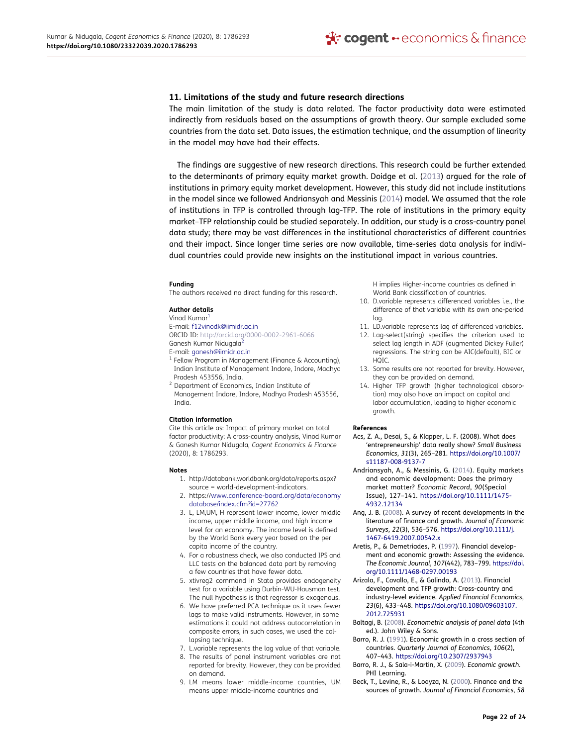## 11. Limitations of the study and future research directions

The main limitation of the study is data related. The factor productivity data were estimated indirectly from residuals based on the assumptions of growth theory. Our sample excluded some countries from the data set. Data issues, the estimation technique, and the assumption of linearity in the model may have had their effects.

The findings are suggestive of new research directions. This research could be further extended to the determinants of primary equity market growth. Doidge et al. (2013) argued for the role of institutions in primary equity market development. However, this study did not include institutions in the model since we followed Andriansyah and Messinis (2014) model. We assumed that the role of institutions in TFP is controlled through lag-TFP. The role of institutions in the primary equity market–TFP relationship could be studied separately. In addition, our study is a cross-country panel data study; there may be vast differences in the institutional characteristics of different countries and their impact. Since longer time series are now available, time-series data analysis for individual countries could provide new insights on the institutional impact in various countries.

**Funding**

The authors received no direct funding for this research.

**Author details**

Vinod Kumar[1]
E-mail: f12vinodk@iimidr.ac.in
ORCID ID: http://orcid.org/0000-0002-2961-6066
Ganesh Kumar Nidugala[2]
E-mail: ganesh@iimidr.ac.in

[1] Fellow Program in Management (Finance & Accounting), Indian Institute of Management Indore, Indore, Madhya Pradesh 453556, India.
[2] Department of Economics, Indian Institute of Management Indore, Indore, Madhya Pradesh 453556, India.

**Citation information**

Cite this article as: Impact of primary market on total factor productivity: A cross-country analysis, Vinod Kumar & Ganesh Kumar Nidugala, *Cogent Economics & Finance* (2020), 8: 1786293.

**Notes**

1. http://databank.worldbank.org/data/reports.aspx?source = world-development-indicators.
2. https://www.conference-board.org/data/economydatabase/index.cfm?id=27762
3. L, LM,UM, H represent lower income, lower middle income, upper middle income, and high income level for an economy. The income level is defined by the World Bank every year based on the per capita income of the country.
4. For a robustness check, we also conducted IPS and LLC tests on the balanced data part by removing a few countries that have fewer data.
5. xtivreg2 command in Stata provides endogeneity test for a variable using Durbin-WU-Hausman test. The null hypothesis is that regressor is exogenous.
6. We have preferred PCA technique as it uses fewer lags to make valid instruments. However, in some estimations it could not address autocorrelation in composite errors, in such cases, we used the collapsing technique.
7. L.variable represents the lag value of that variable.
8. The results of panel instrument variables are not reported for brevity. However, they can be provided on demand.
9. LM means lower middle-income countries, UM means upper middle-income countries and H implies Higher-income countries as defined in World Bank classification of countries.
10. D.variable represents differenced variables i.e., the difference of that variable with its own one-period lag.
11. LD.variable represents lag of differenced variables.
12. Lag-select(string) specifies the criterion used to select lag length in ADF (augmented Dickey Fuller) regressions. The string can be AIC(default), BIC or HQIC.
13. Some results are not reported for brevity. However, they can be provided on demand.
14. Higher TFP growth (higher technological absorption) may also have an impact on capital and labor accumulation, leading to higher economic growth.

**References**

Acs, Z. A., Desai, S., & Klapper, L. F. (2008). What does 'entrepreneurship' data really show? *Small Business Economics*, *31*(3), 265–281. https://doi.org/10.1007/s11187-008-9137-7

Andriansyah, A., & Messinis, G. (2014). Equity markets and economic development: Does the primary market matter? *Economic Record*, *90*(Special Issue), 127–141. https://doi.org/10.1111/1475-4932.12134

Ang, J. B. (2008). A survey of recent developments in the literature of finance and growth. *Journal of Economic Surveys*, *22*(3), 536–576. https://doi.org/10.1111/j.1467-6419.2007.00542.x

Aretis, P., & Demetriades, P. (1997). Financial development and economic growth: Assessing the evidence. *The Economic Journal*, *107*(442), 783–799. https://doi.org/10.1111/1468-0297.00193

Arizala, F., Cavallo, E., & Galindo, A. (2013). Financial development and TFP growth: Cross-country and industry-level evidence. *Applied Financial Economics*, *23*(6), 433–448. https://doi.org/10.1080/09603107.2012.725931

Baltagi, B. (2008). *Econometric analysis of panel data* (4th ed.). John Wiley & Sons.

Barro, R. J. (1991). Economic growth in a cross section of countries. *Quarterly Journal of Economics*, *106*(2), 407–443. https://doi.org/10.2307/2937943

Barro, R. J., & Sala-i-Martin, X. (2009). *Economic growth*. PHI Learning.

Beck, T., Levine, R., & Loayza, N. (2000). Finance and the sources of growth. *Journal of Financial Economics*, *58*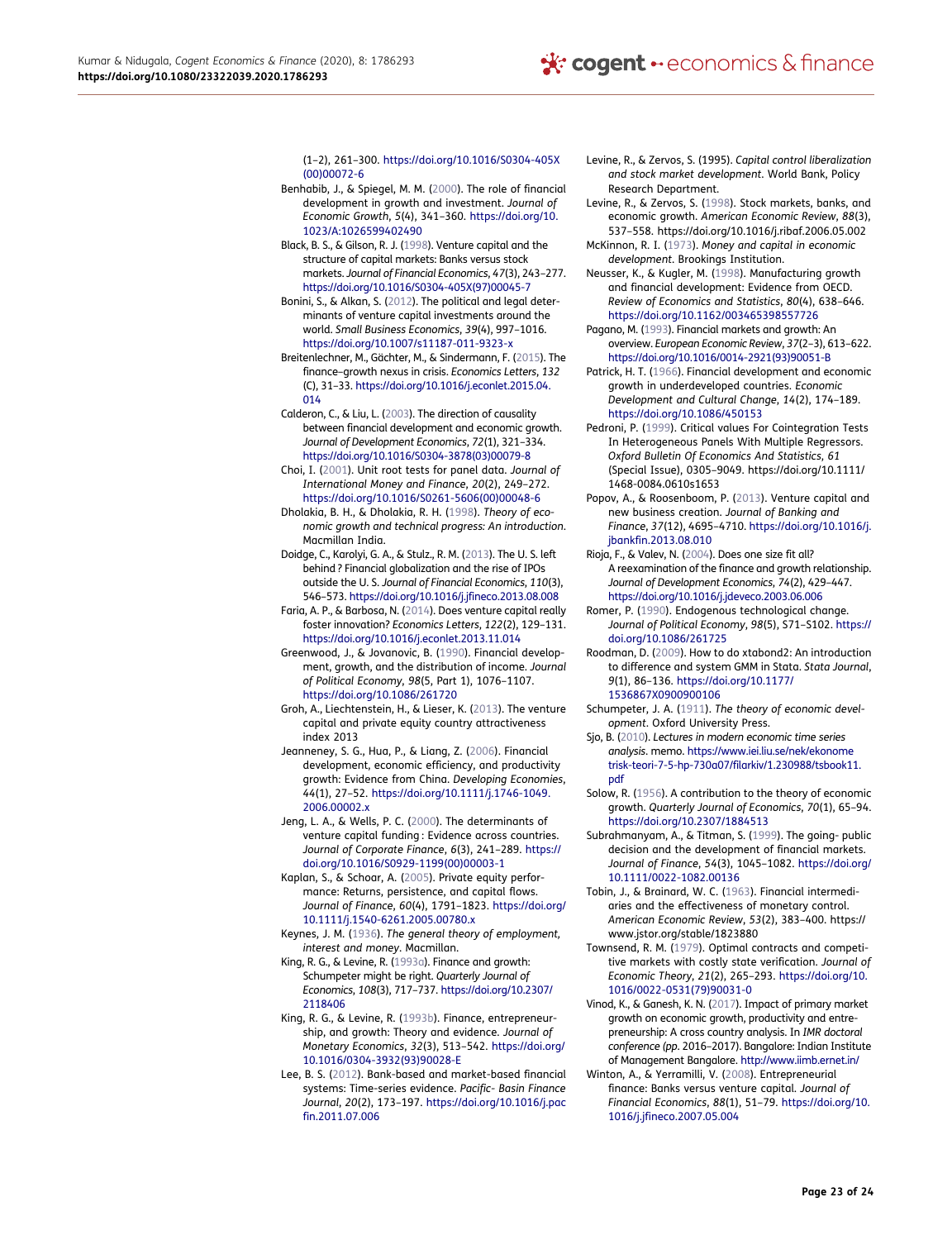(1–2), 261–300. https://doi.org/10.1016/S0304-405X(00)00072-6

Benhabib, J., & Spiegel, M. M. (2000). The role of financial development in growth and investment. *Journal of Economic Growth*, *5*(4), 341–360. https://doi.org/10.1023/A:1026599402490

Black, B. S., & Gilson, R. J. (1998). Venture capital and the structure of capital markets: Banks versus stock markets. *Journal of Financial Economics*, *47*(3), 243–277. https://doi.org/10.1016/S0304-405X(97)00045-7

Bonini, S., & Alkan, S. (2012). The political and legal determinants of venture capital investments around the world. *Small Business Economics*, *39*(4), 997–1016. https://doi.org/10.1007/s11187-011-9323-x

Breitenlechner, M., Gächter, M., & Sindermann, F. (2015). The finance–growth nexus in crisis. *Economics Letters*, *132* (C), 31–33. https://doi.org/10.1016/j.econlet.2015.04.014

Calderon, C., & Liu, L. (2003). The direction of causality between financial development and economic growth. *Journal of Development Economics*, *72*(1), 321–334. https://doi.org/10.1016/S0304-3878(03)00079-8

Choi, I. (2001). Unit root tests for panel data. *Journal of International Money and Finance*, *20*(2), 249–272. https://doi.org/10.1016/S0261-5606(00)00048-6

Dholakia, B. H., & Dholakia, R. H. (1998). *Theory of economic growth and technical progress: An introduction*. Macmillan India.

Doidge, C., Karolyi, G. A., & Stulz., R. M. (2013). The U. S. left behind ? Financial globalization and the rise of IPOs outside the U. S. *Journal of Financial Economics*, *110*(3), 546–573. https://doi.org/10.1016/j.jfineco.2013.08.008

Faria, A. P., & Barbosa, N. (2014). Does venture capital really foster innovation? *Economics Letters*, *122*(2), 129–131. https://doi.org/10.1016/j.econlet.2013.11.014

Greenwood, J., & Jovanovic, B. (1990). Financial development, growth, and the distribution of income. *Journal of Political Economy*, *98*(5, Part 1), 1076–1107. https://doi.org/10.1086/261720

Groh, A., Liechtenstein, H., & Lieser, K. (2013). The venture capital and private equity country attractiveness index 2013

Jeanneney, S. G., Hua, P., & Liang, Z. (2006). Financial development, economic efficiency, and productivity growth: Evidence from China. *Developing Economies*, 44(1), 27–52. https://doi.org/10.1111/j.1746-1049.2006.00002.x

Jeng, L. A., & Wells, P. C. (2000). The determinants of venture capital funding : Evidence across countries. *Journal of Corporate Finance*, *6*(3), 241–289. https://doi.org/10.1016/S0929-1199(00)00003-1

Kaplan, S., & Schoar, A. (2005). Private equity performance: Returns, persistence, and capital flows. *Journal of Finance*, *60*(4), 1791–1823. https://doi.org/10.1111/j.1540-6261.2005.00780.x

Keynes, J. M. (1936). *The general theory of employment, interest and money*. Macmillan.

King, R. G., & Levine, R. (1993a). Finance and growth: Schumpeter might be right. *Quarterly Journal of Economics*, *108*(3), 717–737. https://doi.org/10.2307/2118406

King, R. G., & Levine, R. (1993b). Finance, entrepreneurship, and growth: Theory and evidence. *Journal of Monetary Economics*, *32*(3), 513–542. https://doi.org/10.1016/0304-3932(93)90028-E

Lee, B. S. (2012). Bank-based and market-based financial systems: Time-series evidence. *Pacific- Basin Finance Journal*, *20*(2), 173–197. https://doi.org/10.1016/j.pacfin.2011.07.006

Levine, R., & Zervos, S. (1995). *Capital control liberalization and stock market development*. World Bank, Policy Research Department.

Levine, R., & Zervos, S. (1998). Stock markets, banks, and economic growth. *American Economic Review*, *88*(3), 537–558. https://doi.org/10.1016/j.ribaf.2006.05.002

McKinnon, R. I. (1973). *Money and capital in economic development*. Brookings Institution.

Neusser, K., & Kugler, M. (1998). Manufacturing growth and financial development: Evidence from OECD. *Review of Economics and Statistics*, *80*(4), 638–646. https://doi.org/10.1162/003465398557726

Pagano, M. (1993). Financial markets and growth: An overview. *European Economic Review*, *37*(2–3), 613–622. https://doi.org/10.1016/0014-2921(93)90051-B

Patrick, H. T. (1966). Financial development and economic growth in underdeveloped countries. *Economic Development and Cultural Change*, 14(2), 174–189. https://doi.org/10.1086/450153

Pedroni, P. (1999). Critical values For Cointegration Tests In Heterogeneous Panels With Multiple Regressors. *Oxford Bulletin Of Economics And Statistics*, *61* (Special Issue), 0305–9049. https://doi.org/10.1111/1468-0084.0610s1653

Popov, A., & Roosenboom, P. (2013). Venture capital and new business creation. *Journal of Banking and Finance*, *37*(12), 4695–4710. https://doi.org/10.1016/j.jbankfin.2013.08.010

Rioja, F., & Valev, N. (2004). Does one size fit all? A reexamination of the finance and growth relationship. *Journal of Development Economics*, *74*(2), 429–447. https://doi.org/10.1016/j.jdeveco.2003.06.006

Romer, P. (1990). Endogenous technological change. *Journal of Political Economy*, *98*(5), S71–S102. https://doi.org/10.1086/261725

Roodman, D. (2009). How to do xtabond2: An introduction to difference and system GMM in Stata. *Stata Journal*, *9*(1), 86–136. https://doi.org/10.1177/1536867X0900900106

Schumpeter, J. A. (1911). *The theory of economic development*. Oxford University Press.

Sjo, B. (2010). *Lectures in modern economic time series analysis*. memo. https://www.iei.liu.se/nek/ekonometrisk-teori-7-5-hp-730a07/filarkiv/1.230988/tsbook11.pdf

Solow, R. (1956). A contribution to the theory of economic growth. *Quarterly Journal of Economics*, *70*(1), 65–94. https://doi.org/10.2307/1884513

Subrahmanyam, A., & Titman, S. (1999). The going- public decision and the development of financial markets. *Journal of Finance*, *54*(3), 1045–1082. https://doi.org/10.1111/0022-1082.00136

Tobin, J., & Brainard, W. C. (1963). Financial intermediaries and the effectiveness of monetary control. *American Economic Review*, *53*(2), 383–400. https://www.jstor.org/stable/1823880

Townsend, R. M. (1979). Optimal contracts and competitive markets with costly state verification. *Journal of Economic Theory*, *21*(2), 265–293. https://doi.org/10.1016/0022-0531(79)90031-0

Vinod, K., & Ganesh, K. N. (2017). Impact of primary market growth on economic growth, productivity and entrepreneurship: A cross country analysis. In *IMR doctoral conference (pp.* 2016–2017). Bangalore: Indian Institute of Management Bangalore. http://www.iimb.ernet.in/

Winton, A., & Yerramilli, V. (2008). Entrepreneurial finance: Banks versus venture capital. *Journal of Financial Economics*, *88*(1), 51–79. https://doi.org/10.1016/j.jfineco.2007.05.004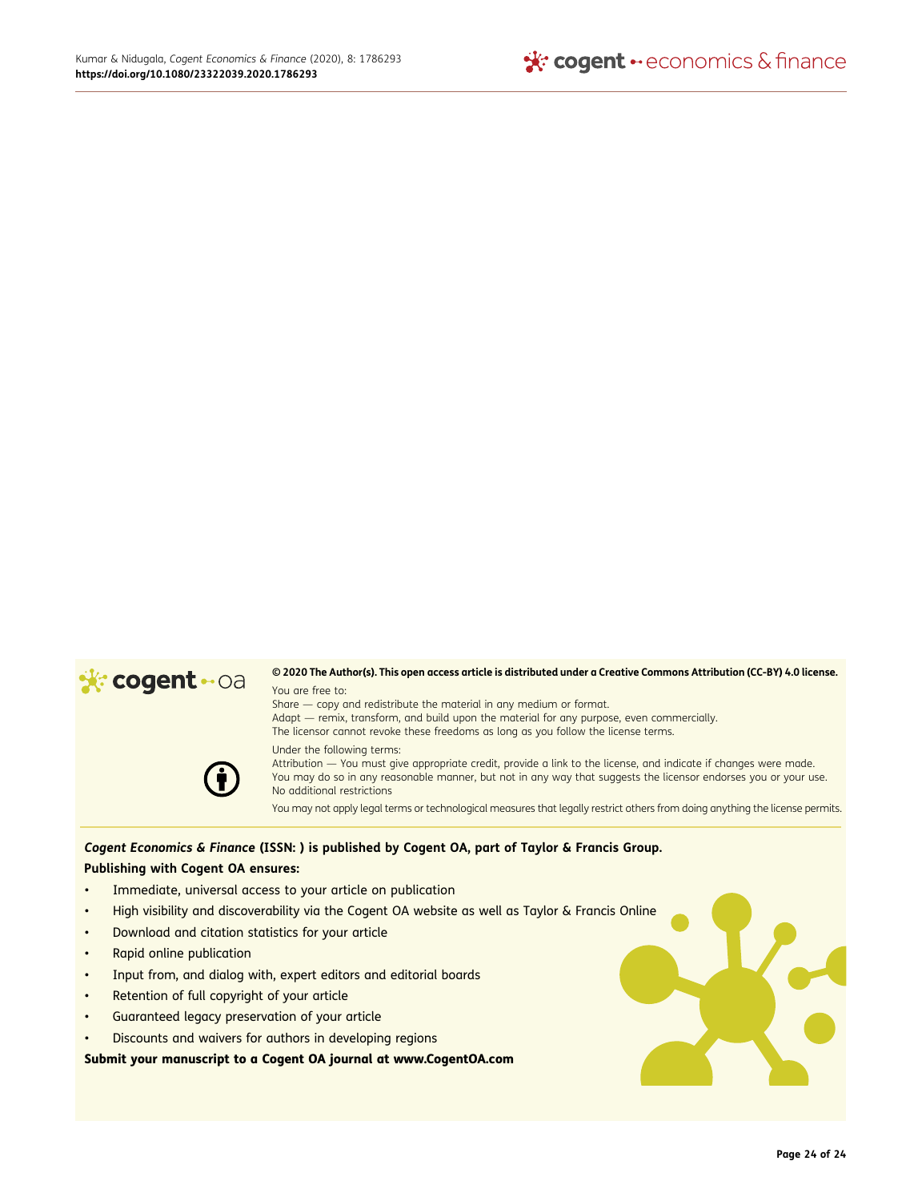**© 2020 The Author(s). This open access article is distributed under a Creative Commons Attribution (CC-BY) 4.0 license.**

You are free to:

Share — copy and redistribute the material in any medium or format.

Adapt — remix, transform, and build upon the material for any purpose, even commercially.

The licensor cannot revoke these freedoms as long as you follow the license terms.

Under the following terms:

Attribution — You must give appropriate credit, provide a link to the license, and indicate if changes were made.

You may do so in any reasonable manner, but not in any way that suggests the licensor endorses you or your use.

No additional restrictions

You may not apply legal terms or technological measures that legally restrict others from doing anything the license permits.

***Cogent Economics & Finance*** **(ISSN: ) is published by Cogent OA, part of Taylor & Francis Group.**

**Publishing with Cogent OA ensures:**

- Immediate, universal access to your article on publication
- High visibility and discoverability via the Cogent OA website as well as Taylor & Francis Online
- Download and citation statistics for your article
- Rapid online publication
- Input from, and dialog with, expert editors and editorial boards
- Retention of full copyright of your article
- Guaranteed legacy preservation of your article
- Discounts and waivers for authors in developing regions

**Submit your manuscript to a Cogent OA journal at www.CogentOA.com**